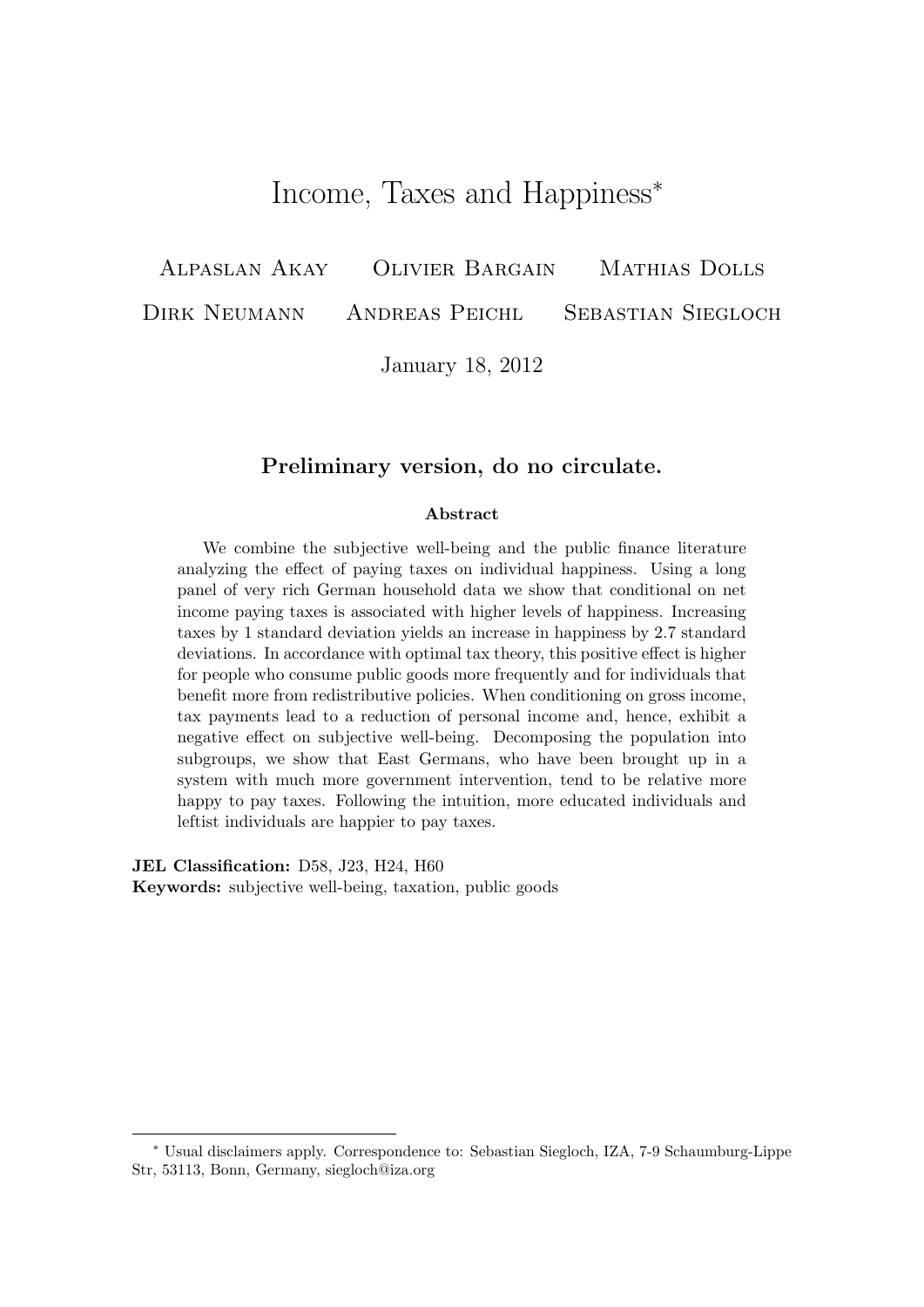# Income, Taxes and Happiness[*]

Alpaslan Akay Olivier Bargain Mathias Dolls

Dirk Neumann Andreas Peichl Sebastian Siegloch

January 18, 2012

**Preliminary version, do no circulate.**

### Abstract

We combine the subjective well-being and the public finance literature analyzing the effect of paying taxes on individual happiness. Using a long panel of very rich German household data we show that conditional on net income paying taxes is associated with higher levels of happiness. Increasing taxes by 1 standard deviation yields an increase in happiness by 2.7 standard deviations. In accordance with optimal tax theory, this positive effect is higher for people who consume public goods more frequently and for individuals that benefit more from redistributive policies. When conditioning on gross income, tax payments lead to a reduction of personal income and, hence, exhibit a negative effect on subjective well-being. Decomposing the population into subgroups, we show that East Germans, who have been brought up in a system with much more government intervention, tend to be relative more happy to pay taxes. Following the intuition, more educated individuals and leftist individuals are happier to pay taxes.

**JEL Classification:** D58, J23, H24, H60

**Keywords:** subjective well-being, taxation, public goods

[*] Usual disclaimers apply. Correspondence to: Sebastian Siegloch, IZA, 7-9 Schaumburg-Lippe Str, 53113, Bonn, Germany, siegloch@iza.org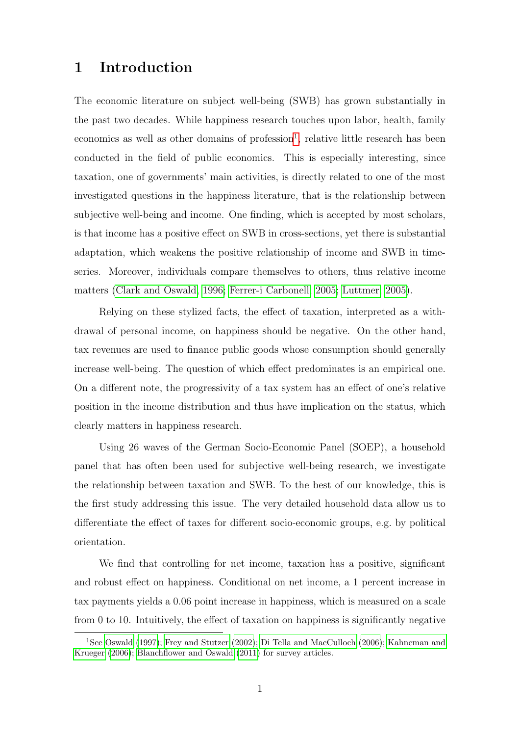# 1 Introduction

The economic literature on subject well-being (SWB) has grown substantially in the past two decades. While happiness research touches upon labor, health, family economics as well as other domains of profession[1], relative little research has been conducted in the field of public economics. This is especially interesting, since taxation, one of governments' main activities, is directly related to one of the most investigated questions in the happiness literature, that is the relationship between subjective well-being and income. One finding, which is accepted by most scholars, is that income has a positive effect on SWB in cross-sections, yet there is substantial adaptation, which weakens the positive relationship of income and SWB in time-series. Moreover, individuals compare themselves to others, thus relative income matters (Clark and Oswald, 1996; Ferrer-i Carbonell, 2005; Luttmer, 2005).

Relying on these stylized facts, the effect of taxation, interpreted as a withdrawal of personal income, on happiness should be negative. On the other hand, tax revenues are used to finance public goods whose consumption should generally increase well-being. The question of which effect predominates is an empirical one. On a different note, the progressivity of a tax system has an effect of one's relative position in the income distribution and thus have implication on the status, which clearly matters in happiness research.

Using 26 waves of the German Socio-Economic Panel (SOEP), a household panel that has often been used for subjective well-being research, we investigate the relationship between taxation and SWB. To the best of our knowledge, this is the first study addressing this issue. The very detailed household data allow us to differentiate the effect of taxes for different socio-economic groups, e.g. by political orientation.

We find that controlling for net income, taxation has a positive, significant and robust effect on happiness. Conditional on net income, a 1 percent increase in tax payments yields a 0.06 point increase in happiness, which is measured on a scale from 0 to 10. Intuitively, the effect of taxation on happiness is significantly negative

[1] See Oswald (1997); Frey and Stutzer (2002); Di Tella and MacCulloch (2006); Kahneman and Krueger (2006); Blanchflower and Oswald (2011) for survey articles.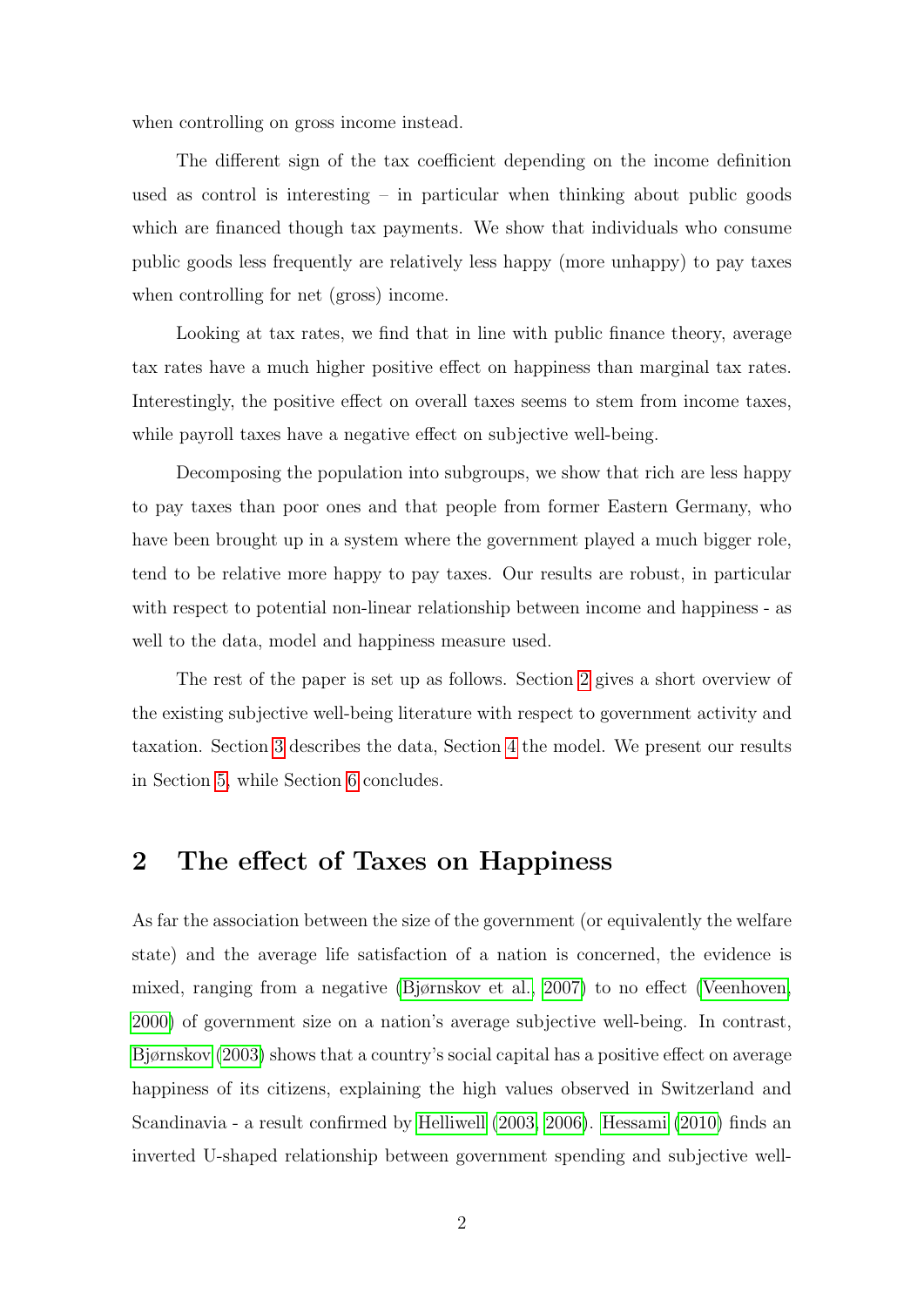when controlling on gross income instead.

The different sign of the tax coefficient depending on the income definition used as control is interesting – in particular when thinking about public goods which are financed though tax payments. We show that individuals who consume public goods less frequently are relatively less happy (more unhappy) to pay taxes when controlling for net (gross) income.

Looking at tax rates, we find that in line with public finance theory, average tax rates have a much higher positive effect on happiness than marginal tax rates. Interestingly, the positive effect on overall taxes seems to stem from income taxes, while payroll taxes have a negative effect on subjective well-being.

Decomposing the population into subgroups, we show that rich are less happy to pay taxes than poor ones and that people from former Eastern Germany, who have been brought up in a system where the government played a much bigger role, tend to be relative more happy to pay taxes. Our results are robust, in particular with respect to potential non-linear relationship between income and happiness - as well to the data, model and happiness measure used.

The rest of the paper is set up as follows. Section 2 gives a short overview of the existing subjective well-being literature with respect to government activity and taxation. Section 3 describes the data, Section 4 the model. We present our results in Section 5, while Section 6 concludes.

## 2 The effect of Taxes on Happiness

As far the association between the size of the government (or equivalently the welfare state) and the average life satisfaction of a nation is concerned, the evidence is mixed, ranging from a negative (Bjørnskov et al., 2007) to no effect (Veenhoven, 2000) of government size on a nation's average subjective well-being. In contrast, Bjørnskov (2003) shows that a country's social capital has a positive effect on average happiness of its citizens, explaining the high values observed in Switzerland and Scandinavia - a result confirmed by Helliwell (2003, 2006). Hessami (2010) finds an inverted U-shaped relationship between government spending and subjective well-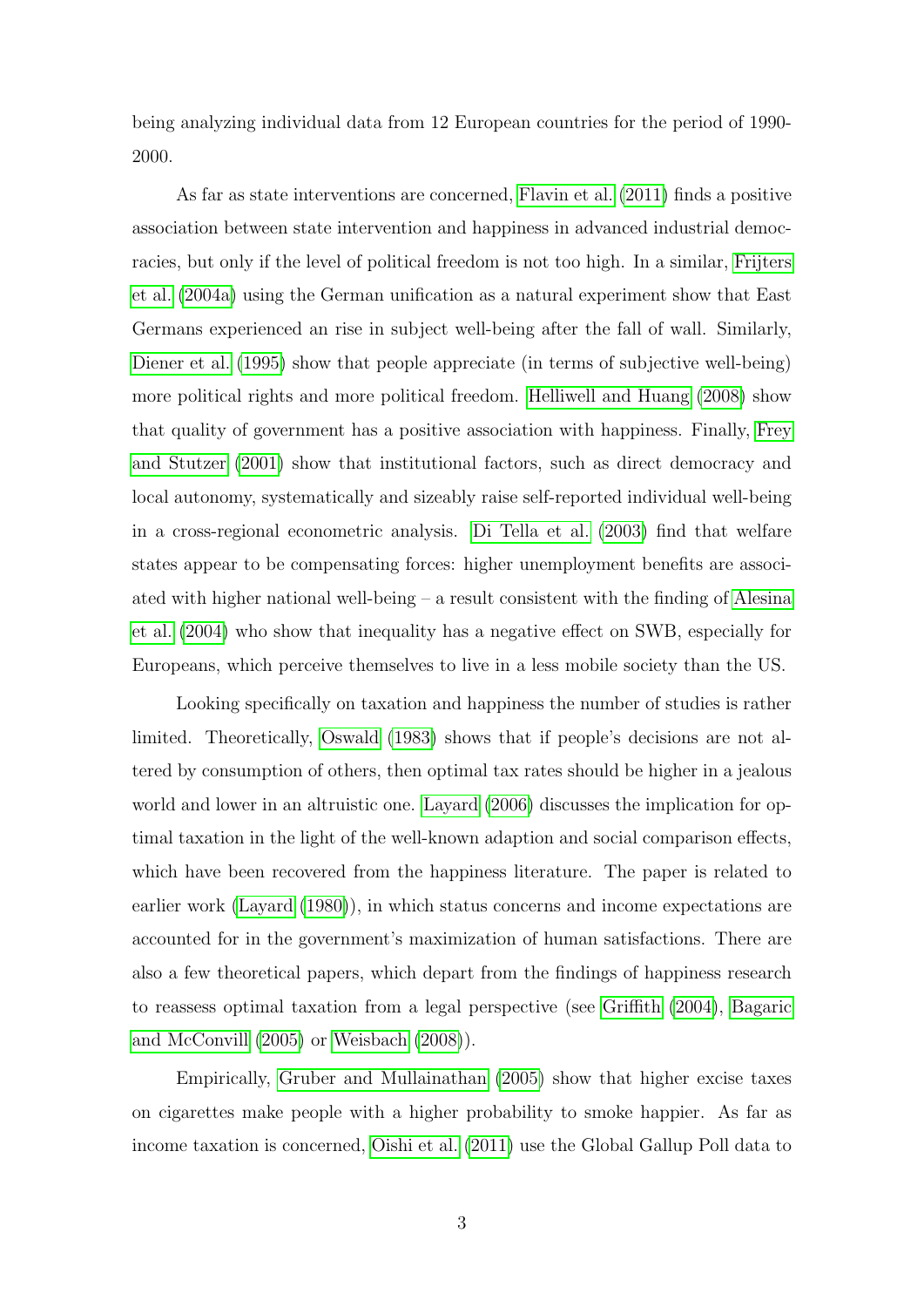being analyzing individual data from 12 European countries for the period of 1990-2000.

As far as state interventions are concerned, Flavin et al. (2011) finds a positive association between state intervention and happiness in advanced industrial democracies, but only if the level of political freedom is not too high. In a similar, Frijters et al. (2004a) using the German unification as a natural experiment show that East Germans experienced an rise in subject well-being after the fall of wall. Similarly, Diener et al. (1995) show that people appreciate (in terms of subjective well-being) more political rights and more political freedom. Helliwell and Huang (2008) show that quality of government has a positive association with happiness. Finally, Frey and Stutzer (2001) show that institutional factors, such as direct democracy and local autonomy, systematically and sizeably raise self-reported individual well-being in a cross-regional econometric analysis. Di Tella et al. (2003) find that welfare states appear to be compensating forces: higher unemployment benefits are associated with higher national well-being – a result consistent with the finding of Alesina et al. (2004) who show that inequality has a negative effect on SWB, especially for Europeans, which perceive themselves to live in a less mobile society than the US.

Looking specifically on taxation and happiness the number of studies is rather limited. Theoretically, Oswald (1983) shows that if people's decisions are not altered by consumption of others, then optimal tax rates should be higher in a jealous world and lower in an altruistic one. Layard (2006) discusses the implication for optimal taxation in the light of the well-known adaption and social comparison effects, which have been recovered from the happiness literature. The paper is related to earlier work (Layard (1980)), in which status concerns and income expectations are accounted for in the government's maximization of human satisfactions. There are also a few theoretical papers, which depart from the findings of happiness research to reassess optimal taxation from a legal perspective (see Griffith (2004), Bagaric and McConvill (2005) or Weisbach (2008)).

Empirically, Gruber and Mullainathan (2005) show that higher excise taxes on cigarettes make people with a higher probability to smoke happier. As far as income taxation is concerned, Oishi et al. (2011) use the Global Gallup Poll data to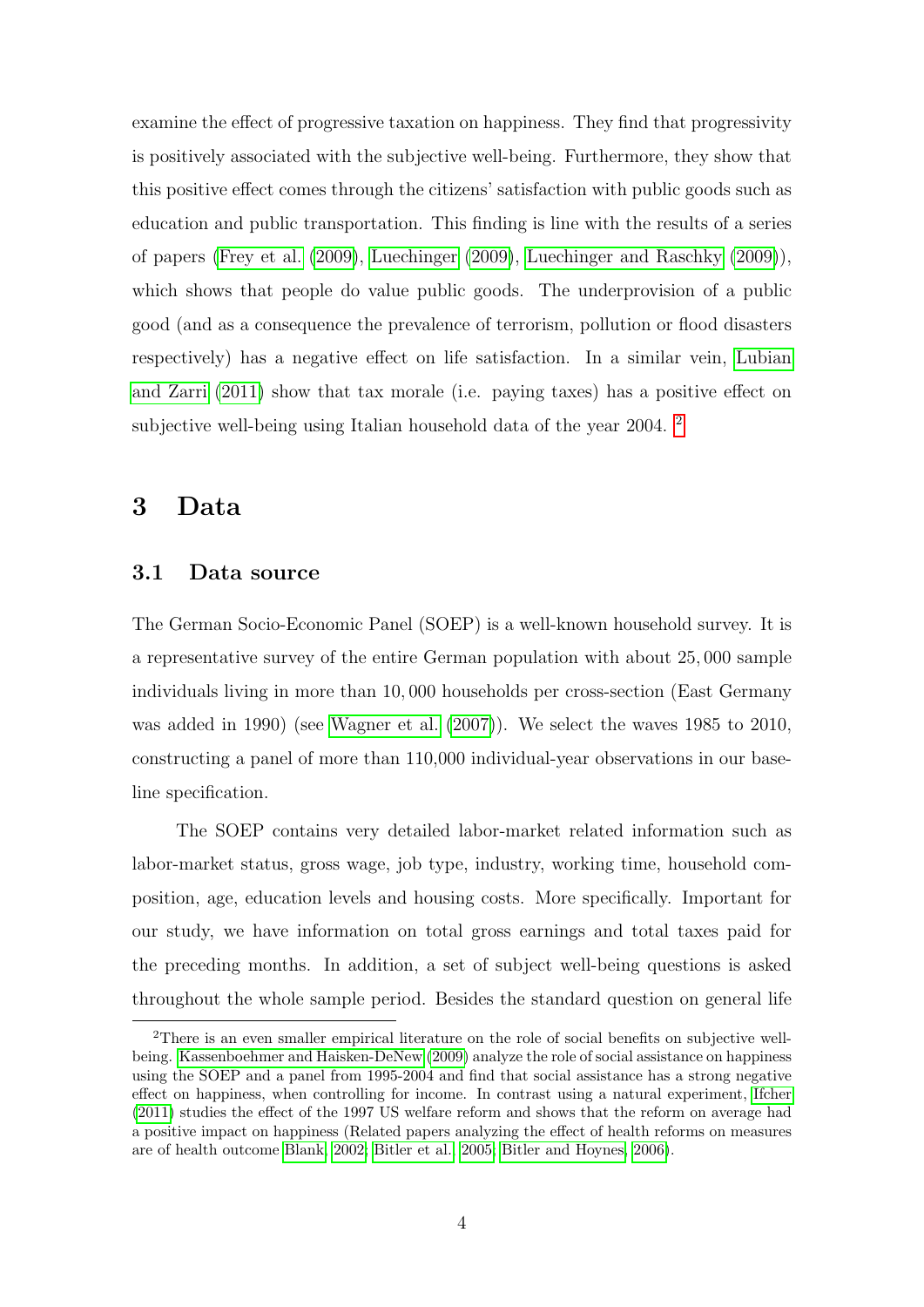examine the effect of progressive taxation on happiness. They find that progressivity is positively associated with the subjective well-being. Furthermore, they show that this positive effect comes through the citizens' satisfaction with public goods such as education and public transportation. This finding is line with the results of a series of papers (Frey et al. (2009), Luechinger (2009), Luechinger and Raschky (2009)), which shows that people do value public goods. The underprovision of a public good (and as a consequence the prevalence of terrorism, pollution or flood disasters respectively) has a negative effect on life satisfaction. In a similar vein, Lubian and Zarri (2011) show that tax morale (i.e. paying taxes) has a positive effect on subjective well-being using Italian household data of the year 2004. [2]

# 3 Data

## 3.1 Data source

The German Socio-Economic Panel (SOEP) is a well-known household survey. It is a representative survey of the entire German population with about 25,000 sample individuals living in more than 10,000 households per cross-section (East Germany was added in 1990) (see Wagner et al. (2007)). We select the waves 1985 to 2010, constructing a panel of more than 110,000 individual-year observations in our baseline specification.

The SOEP contains very detailed labor-market related information such as labor-market status, gross wage, job type, industry, working time, household composition, age, education levels and housing costs. More specifically. Important for our study, we have information on total gross earnings and total taxes paid for the preceding months. In addition, a set of subject well-being questions is asked throughout the whole sample period. Besides the standard question on general life

[2] There is an even smaller empirical literature on the role of social benefits on subjective well-being. Kassenboehmer and Haisken-DeNew (2009) analyze the role of social assistance on happiness using the SOEP and a panel from 1995-2004 and find that social assistance has a strong negative effect on happiness, when controlling for income. In contrast using a natural experiment, Ifcher (2011) studies the effect of the 1997 US welfare reform and shows that the reform on average had a positive impact on happiness (Related papers analyzing the effect of health reforms on measures are of health outcome Blank, 2002; Bitler et al., 2005; Bitler and Hoynes, 2006).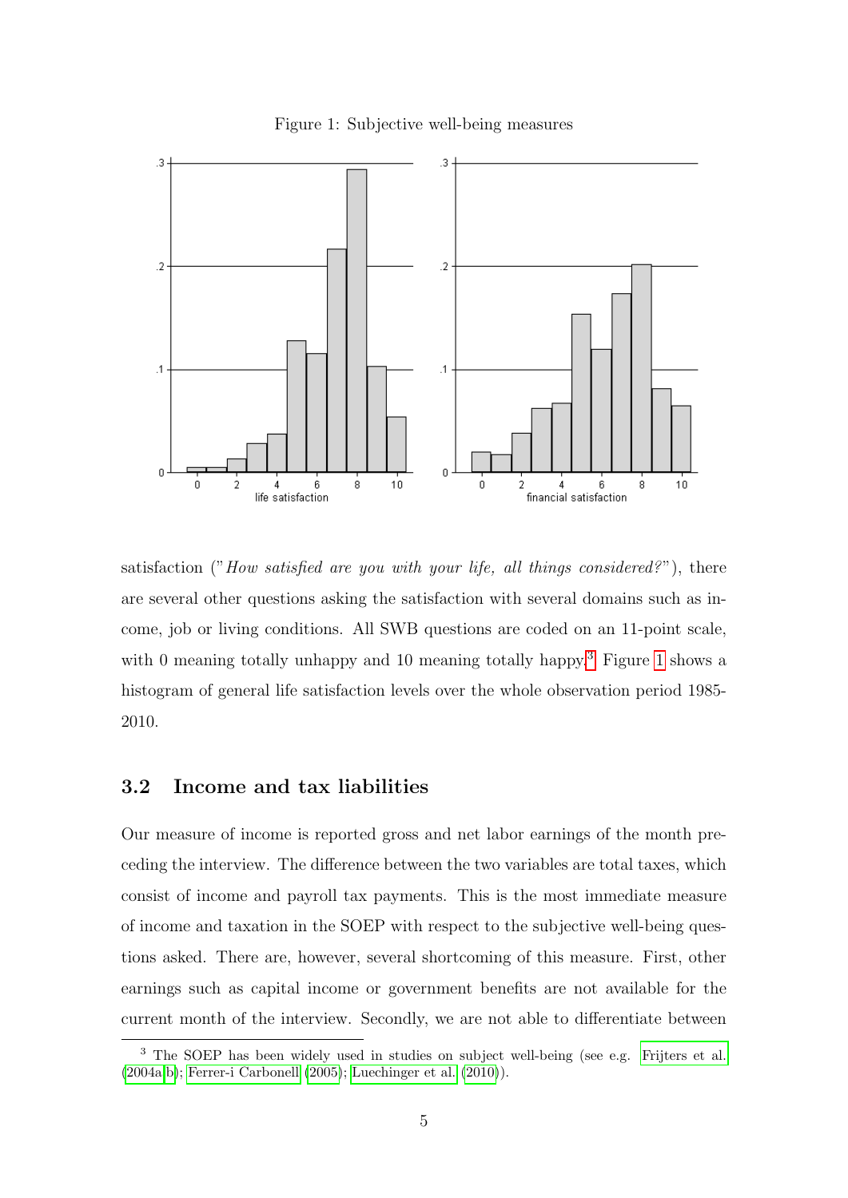Figure 1: Subjective well-being measures

.3
.2
.1
0
0 2 4 6 8 10
life satisfaction

.3
.2
.1
0
0 2 4 6 8 10
financial satisfaction

satisfaction ("*How satisfied are you with your life, all things considered?*"), there are several other questions asking the satisfaction with several domains such as income, job or living conditions. All SWB questions are coded on an 11-point scale, with 0 meaning totally unhappy and 10 meaning totally happy.[3] Figure 1 shows a histogram of general life satisfaction levels over the whole observation period 1985-2010.

## 3.2 Income and tax liabilities

Our measure of income is reported gross and net labor earnings of the month preceding the interview. The difference between the two variables are total taxes, which consist of income and payroll tax payments. This is the most immediate measure of income and taxation in the SOEP with respect to the subjective well-being questions asked. There are, however, several shortcoming of this measure. First, other earnings such as capital income or government benefits are not available for the current month of the interview. Secondly, we are not able to differentiate between

[3] The SOEP has been widely used in studies on subject well-being (see e.g. Frijters et al. (2004a,b); Ferrer-i Carbonell (2005); Luechinger et al. (2010)).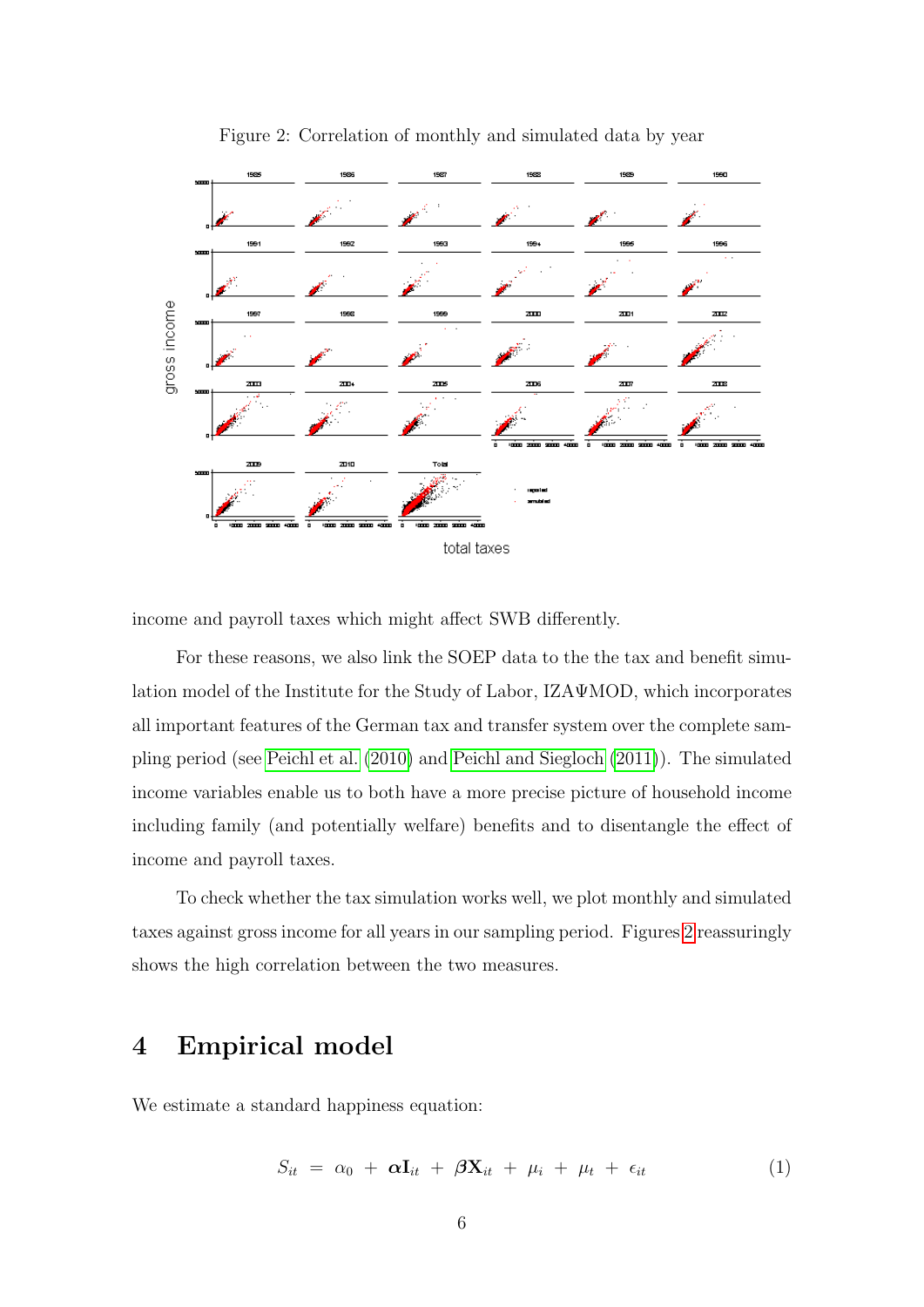Figure 2: Correlation of monthly and simulated data by year

1985 1986 1987 1988 1989 1990
1991 1992 1993 1994 1995 1996
1997 1998 1999 2000 2001 2002
2003 2004 2005 2006 2007 2008
2009 2010 Total

50000
0

0 10000 20000 30000 40000

reported
simulated

gross income

total taxes

income and payroll taxes which might affect SWB differently.

For these reasons, we also link the SOEP data to the the tax and benefit simulation model of the Institute for the Study of Labor, IZAΨMOD, which incorporates all important features of the German tax and transfer system over the complete sampling period (see Peichl et al. (2010) and Peichl and Siegloch (2011)). The simulated income variables enable us to both have a more precise picture of household income including family (and potentially welfare) benefits and to disentangle the effect of income and payroll taxes.

To check whether the tax simulation works well, we plot monthly and simulated taxes against gross income for all years in our sampling period. Figures 2 reassuringly shows the high correlation between the two measures.

## 4 Empirical model

We estimate a standard happiness equation:

$$S_{it} = \alpha_0 + \boldsymbol{\alpha}\mathbf{I}_{it} + \boldsymbol{\beta}\mathbf{X}_{it} + \mu_i + \mu_t + \epsilon_{it} \tag{1}$$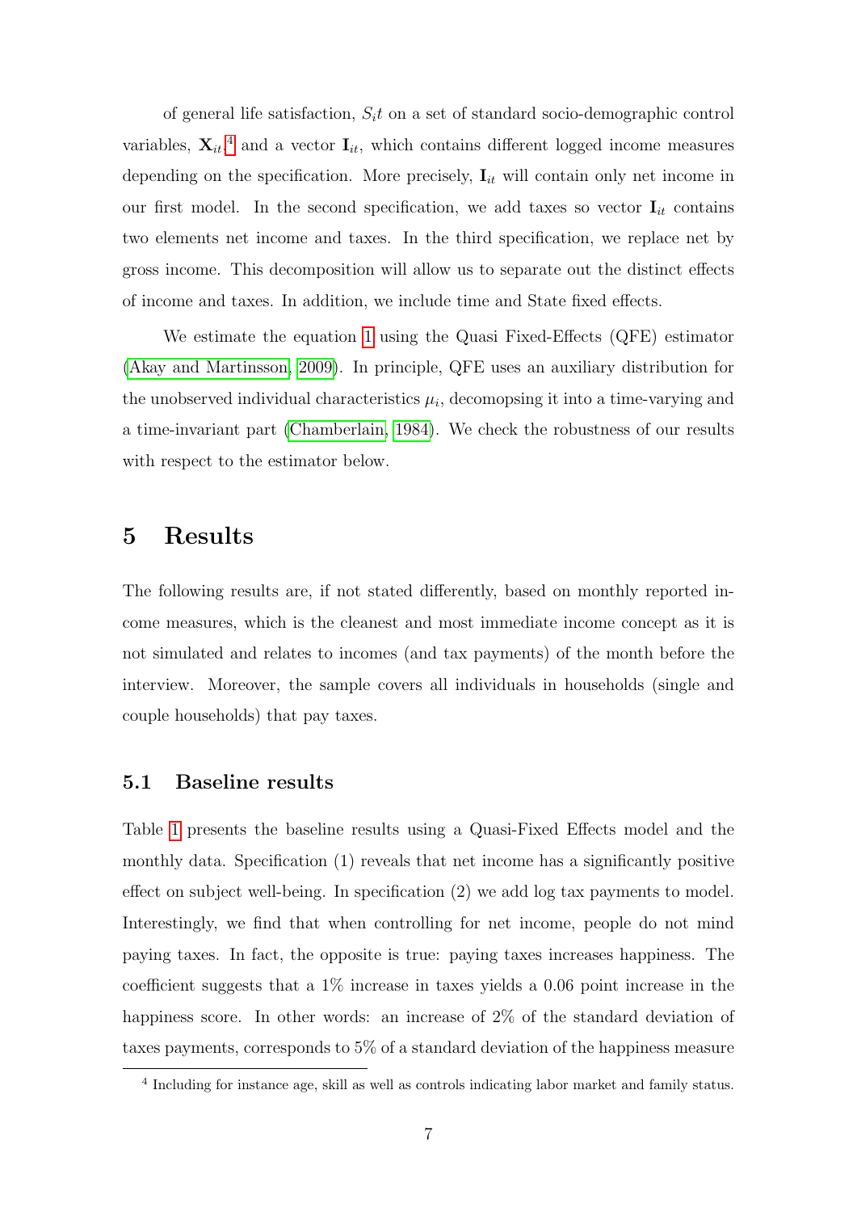of general life satisfaction, $S_it$ on a set of standard socio-demographic control variables, $\mathbf{X}_{it}$,[4] and a vector $\mathbf{I}_{it}$, which contains different logged income measures depending on the specification. More precisely, $\mathbf{I}_{it}$ will contain only net income in our first model. In the second specification, we add taxes so vector $\mathbf{I}_{it}$ contains two elements net income and taxes. In the third specification, we replace net by gross income. This decomposition will allow us to separate out the distinct effects of income and taxes. In addition, we include time and State fixed effects.

We estimate the equation 1 using the Quasi Fixed-Effects (QFE) estimator (Akay and Martinsson, 2009). In principle, QFE uses an auxiliary distribution for the unobserved individual characteristics $\mu_i$, decomopsing it into a time-varying and a time-invariant part (Chamberlain, 1984). We check the robustness of our results with respect to the estimator below.

# 5 Results

The following results are, if not stated differently, based on monthly reported income measures, which is the cleanest and most immediate income concept as it is not simulated and relates to incomes (and tax payments) of the month before the interview. Moreover, the sample covers all individuals in households (single and couple households) that pay taxes.

## 5.1 Baseline results

Table 1 presents the baseline results using a Quasi-Fixed Effects model and the monthly data. Specification (1) reveals that net income has a significantly positive effect on subject well-being. In specification (2) we add log tax payments to model. Interestingly, we find that when controlling for net income, people do not mind paying taxes. In fact, the opposite is true: paying taxes increases happiness. The coefficient suggests that a 1% increase in taxes yields a 0.06 point increase in the happiness score. In other words: an increase of 2% of the standard deviation of taxes payments, corresponds to 5% of a standard deviation of the happiness measure

[4] Including for instance age, skill as well as controls indicating labor market and family status.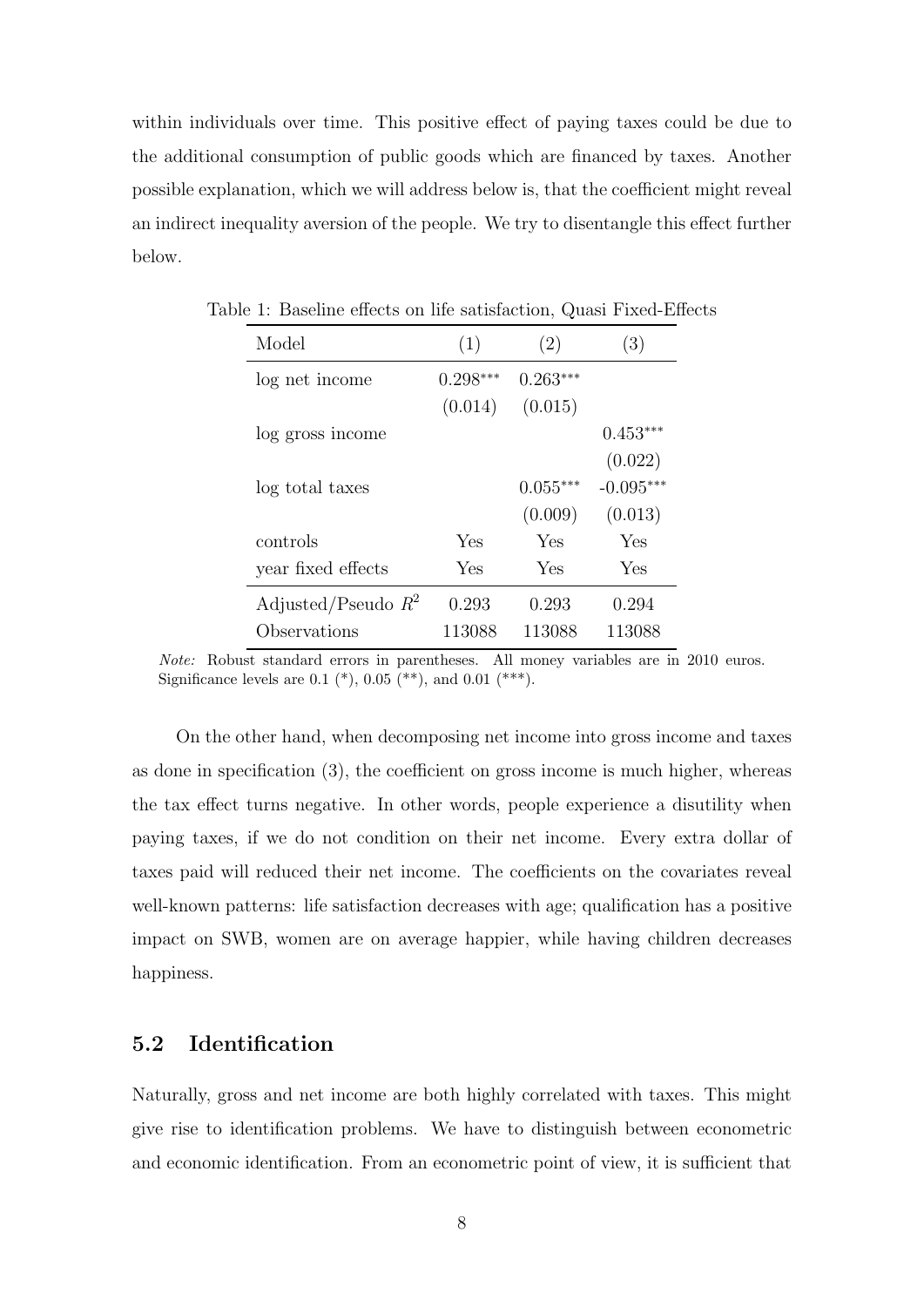within individuals over time. This positive effect of paying taxes could be due to the additional consumption of public goods which are financed by taxes. Another possible explanation, which we will address below is, that the coefficient might reveal an indirect inequality aversion of the people. We try to disentangle this effect further below.

Table 1: Baseline effects on life satisfaction, Quasi Fixed-Effects

| Model | (1) | (2) | (3) |
|---|---|---|---|
| log net income | 0.298*** | 0.263*** | |
| | (0.014) | (0.015) | |
| log gross income | | | 0.453*** |
| | | | (0.022) |
| log total taxes | | 0.055*** | -0.095*** |
| | | (0.009) | (0.013) |
| controls | Yes | Yes | Yes |
| year fixed effects | Yes | Yes | Yes |
| Adjusted/Pseudo $R^2$ | 0.293 | 0.293 | 0.294 |
| Observations | 113088 | 113088 | 113088 |

*Note:* Robust standard errors in parentheses. All money variables are in 2010 euros. Significance levels are 0.1 (*), 0.05 (**), and 0.01 (***).

On the other hand, when decomposing net income into gross income and taxes as done in specification (3), the coefficient on gross income is much higher, whereas the tax effect turns negative. In other words, people experience a disutility when paying taxes, if we do not condition on their net income. Every extra dollar of taxes paid will reduced their net income. The coefficients on the covariates reveal well-known patterns: life satisfaction decreases with age; qualification has a positive impact on SWB, women are on average happier, while having children decreases happiness.

## 5.2 Identification

Naturally, gross and net income are both highly correlated with taxes. This might give rise to identification problems. We have to distinguish between econometric and economic identification. From an econometric point of view, it is sufficient that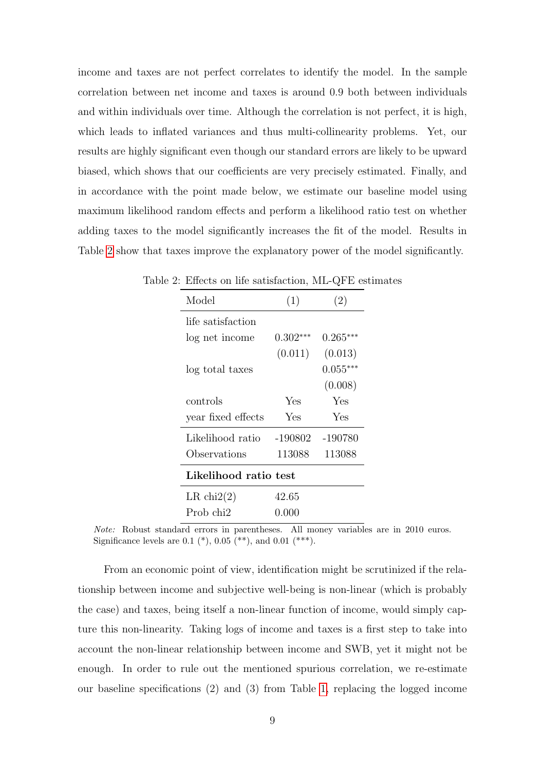income and taxes are not perfect correlates to identify the model. In the sample correlation between net income and taxes is around 0.9 both between individuals and within individuals over time. Although the correlation is not perfect, it is high, which leads to inflated variances and thus multi-collinearity problems. Yet, our results are highly significant even though our standard errors are likely to be upward biased, which shows that our coefficients are very precisely estimated. Finally, and in accordance with the point made below, we estimate our baseline model using maximum likelihood random effects and perform a likelihood ratio test on whether adding taxes to the model significantly increases the fit of the model. Results in Table 2 show that taxes improve the explanatory power of the model significantly.

Table 2: Effects on life satisfaction, ML-QFE estimates

| Model | (1) | (2) |
|---|---|---|
| life satisfaction | | |
| log net income | $0.302^{***}$ | $0.265^{***}$ |
| | (0.011) | (0.013) |
| log total taxes | | $0.055^{***}$ |
| | | (0.008) |
| controls | Yes | Yes |
| year fixed effects | Yes | Yes |
| Likelihood ratio | -190802 | -190780 |
| Observations | 113088 | 113088 |
| **Likelihood ratio test** | | |
| LR chi2(2) | 42.65 | |
| Prob chi2 | 0.000 | |

*Note:* Robust standard errors in parentheses. All money variables are in 2010 euros. Significance levels are 0.1 (*), 0.05 (**), and 0.01 (***).

From an economic point of view, identification might be scrutinized if the relationship between income and subjective well-being is non-linear (which is probably the case) and taxes, being itself a non-linear function of income, would simply capture this non-linearity. Taking logs of income and taxes is a first step to take into account the non-linear relationship between income and SWB, yet it might not be enough. In order to rule out the mentioned spurious correlation, we re-estimate our baseline specifications (2) and (3) from Table 1, replacing the logged income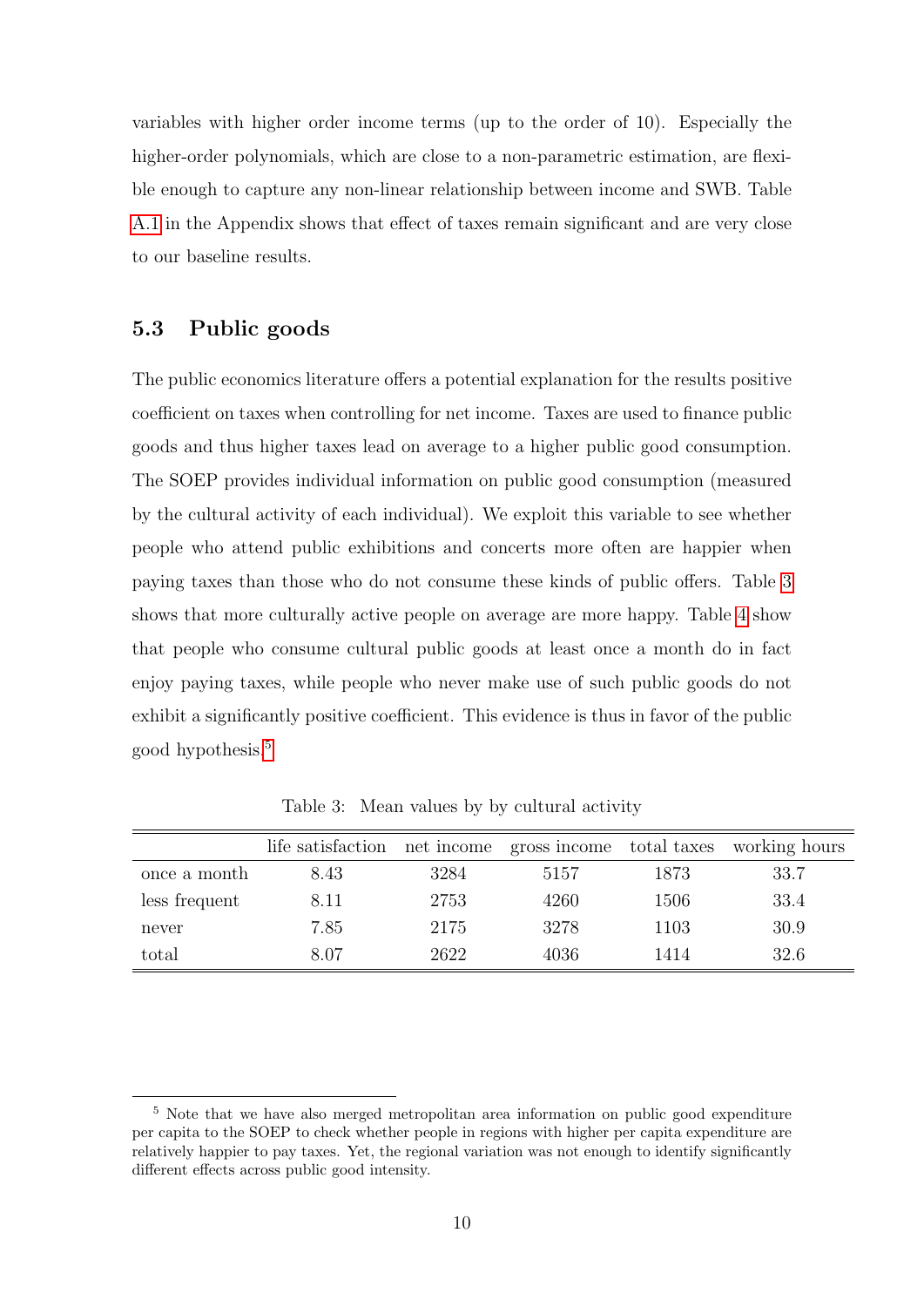variables with higher order income terms (up to the order of 10). Especially the higher-order polynomials, which are close to a non-parametric estimation, are flexible enough to capture any non-linear relationship between income and SWB. Table A.1 in the Appendix shows that effect of taxes remain significant and are very close to our baseline results.

### 5.3 Public goods

The public economics literature offers a potential explanation for the results positive coefficient on taxes when controlling for net income. Taxes are used to finance public goods and thus higher taxes lead on average to a higher public good consumption. The SOEP provides individual information on public good consumption (measured by the cultural activity of each individual). We exploit this variable to see whether people who attend public exhibitions and concerts more often are happier when paying taxes than those who do not consume these kinds of public offers. Table 3 shows that more culturally active people on average are more happy. Table 4 show that people who consume cultural public goods at least once a month do in fact enjoy paying taxes, while people who never make use of such public goods do not exhibit a significantly positive coefficient. This evidence is thus in favor of the public good hypothesis.[5]

Table 3: Mean values by by cultural activity

| | life satisfaction | net income | gross income | total taxes | working hours |
|---|---|---|---|---|---|
| once a month | 8.43 | 3284 | 5157 | 1873 | 33.7 |
| less frequent | 8.11 | 2753 | 4260 | 1506 | 33.4 |
| never | 7.85 | 2175 | 3278 | 1103 | 30.9 |
| total | 8.07 | 2622 | 4036 | 1414 | 32.6 |

[5] Note that we have also merged metropolitan area information on public good expenditure per capita to the SOEP to check whether people in regions with higher per capita expenditure are relatively happier to pay taxes. Yet, the regional variation was not enough to identify significantly different effects across public good intensity.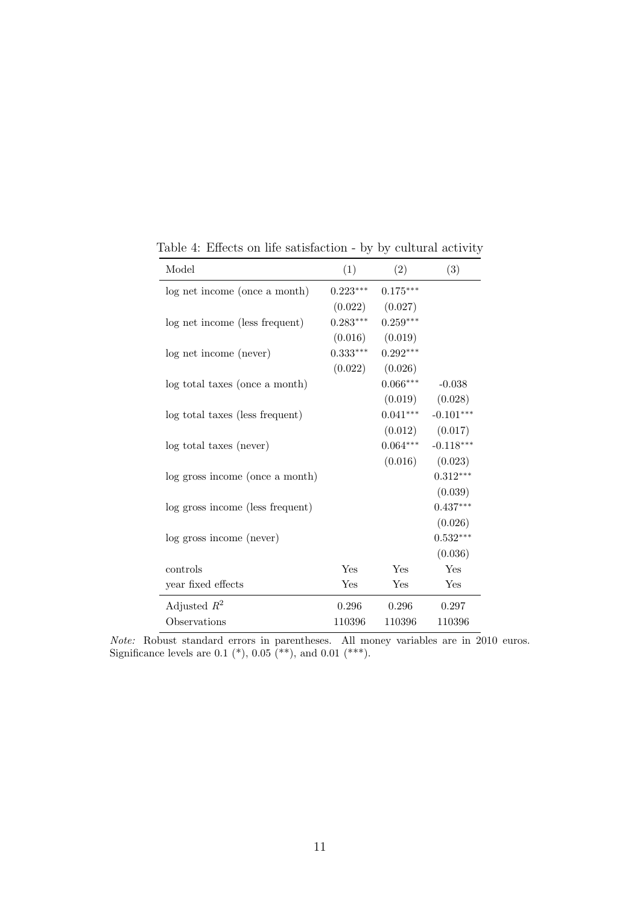Table 4: Effects on life satisfaction - by by cultural activity

| Model | (1) | (2) | (3) |
|---|---|---|---|
| log net income (once a month) | 0.223*** | 0.175*** | |
| | (0.022) | (0.027) | |
| log net income (less frequent) | 0.283*** | 0.259*** | |
| | (0.016) | (0.019) | |
| log net income (never) | 0.333*** | 0.292*** | |
| | (0.022) | (0.026) | |
| log total taxes (once a month) | | 0.066*** | -0.038 |
| | | (0.019) | (0.028) |
| log total taxes (less frequent) | | 0.041*** | -0.101*** |
| | | (0.012) | (0.017) |
| log total taxes (never) | | 0.064*** | -0.118*** |
| | | (0.016) | (0.023) |
| log gross income (once a month) | | | 0.312*** |
| | | | (0.039) |
| log gross income (less frequent) | | | 0.437*** |
| | | | (0.026) |
| log gross income (never) | | | 0.532*** |
| | | | (0.036) |
| controls | Yes | Yes | Yes |
| year fixed effects | Yes | Yes | Yes |
| Adjusted $R^2$ | 0.296 | 0.296 | 0.297 |
| Observations | 110396 | 110396 | 110396 |

*Note:* Robust standard errors in parentheses. All money variables are in 2010 euros. Significance levels are 0.1 (*), 0.05 (**), and 0.01 (***).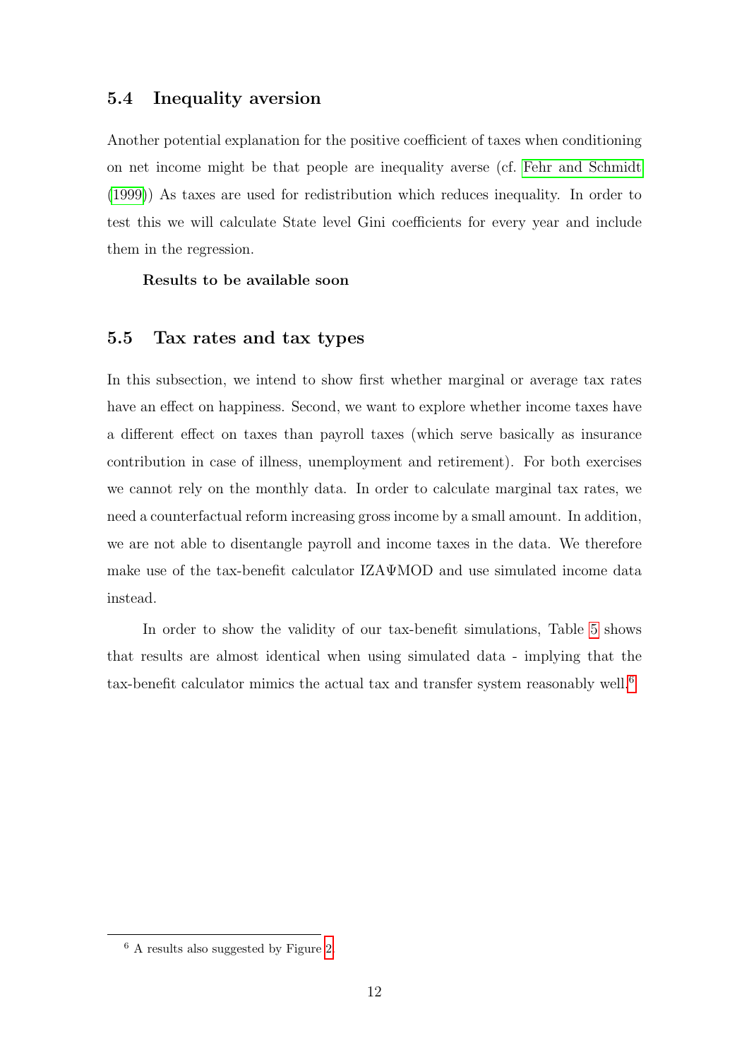### 5.4 Inequality aversion

Another potential explanation for the positive coefficient of taxes when conditioning on net income might be that people are inequality averse (cf. Fehr and Schmidt (1999)) As taxes are used for redistribution which reduces inequality. In order to test this we will calculate State level Gini coefficients for every year and include them in the regression.

**Results to be available soon**

### 5.5 Tax rates and tax types

In this subsection, we intend to show first whether marginal or average tax rates have an effect on happiness. Second, we want to explore whether income taxes have a different effect on taxes than payroll taxes (which serve basically as insurance contribution in case of illness, unemployment and retirement). For both exercises we cannot rely on the monthly data. In order to calculate marginal tax rates, we need a counterfactual reform increasing gross income by a small amount. In addition, we are not able to disentangle payroll and income taxes in the data. We therefore make use of the tax-benefit calculator IZAΨMOD and use simulated income data instead.

In order to show the validity of our tax-benefit simulations, Table 5 shows that results are almost identical when using simulated data - implying that the tax-benefit calculator mimics the actual tax and transfer system reasonably well.[6]

[6] A results also suggested by Figure 2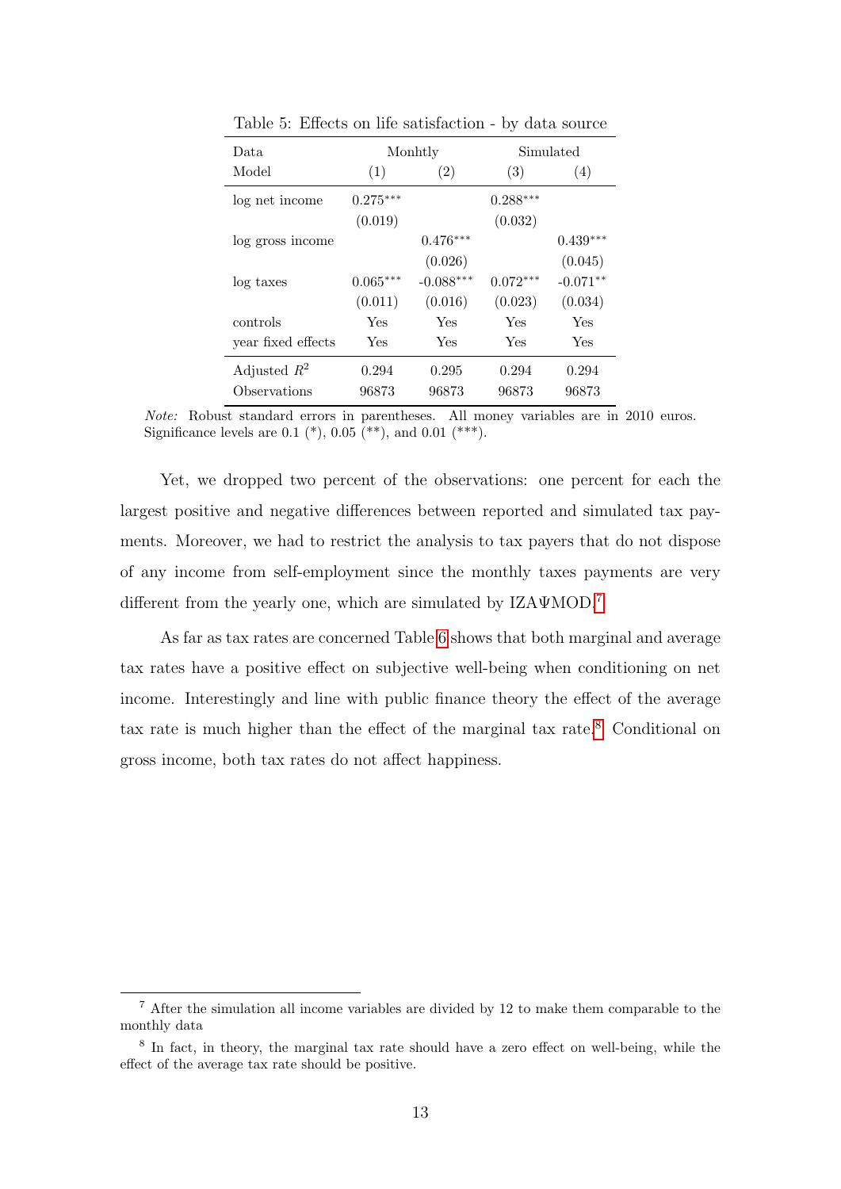Table 5: Effects on life satisfaction - by data source

| Data | Monhtly | | Simulated | |
|---|---|---|---|---|
| Model | (1) | (2) | (3) | (4) |
| log net income | $0.275^{***}$ | | $0.288^{***}$ | |
| | (0.019) | | (0.032) | |
| log gross income | | $0.476^{***}$ | | $0.439^{***}$ |
| | | (0.026) | | (0.045) |
| log taxes | $0.065^{***}$ | $-0.088^{***}$ | $0.072^{***}$ | $-0.071^{**}$ |
| | (0.011) | (0.016) | (0.023) | (0.034) |
| controls | Yes | Yes | Yes | Yes |
| year fixed effects | Yes | Yes | Yes | Yes |
| Adjusted $R^2$ | 0.294 | 0.295 | 0.294 | 0.294 |
| Observations | 96873 | 96873 | 96873 | 96873 |

*Note:* Robust standard errors in parentheses. All money variables are in 2010 euros. Significance levels are 0.1 (*), 0.05 (**), and 0.01 (***).

Yet, we dropped two percent of the observations: one percent for each the largest positive and negative differences between reported and simulated tax payments. Moreover, we had to restrict the analysis to tax payers that do not dispose of any income from self-employment since the monthly taxes payments are very different from the yearly one, which are simulated by IZAΨMOD.[7]

As far as tax rates are concerned Table 6 shows that both marginal and average tax rates have a positive effect on subjective well-being when conditioning on net income. Interestingly and line with public finance theory the effect of the average tax rate is much higher than the effect of the marginal tax rate.[8] Conditional on gross income, both tax rates do not affect happiness.

[7] After the simulation all income variables are divided by 12 to make them comparable to the monthly data

[8] In fact, in theory, the marginal tax rate should have a zero effect on well-being, while the effect of the average tax rate should be positive.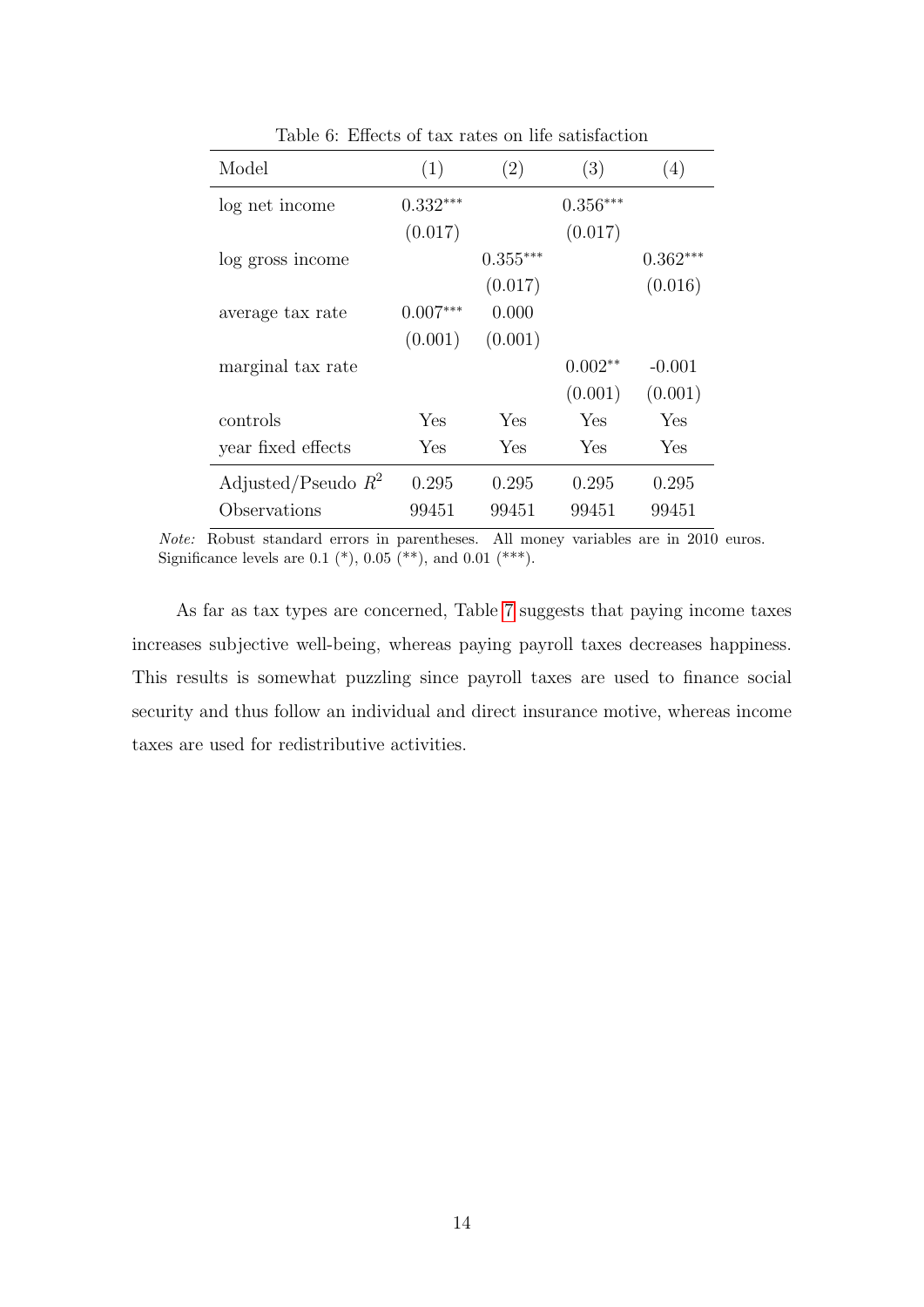Table 6: Effects of tax rates on life satisfaction

| Model | (1) | (2) | (3) | (4) |
|---|---|---|---|---|
| log net income | 0.332*** | | 0.356*** | |
| | (0.017) | | (0.017) | |
| log gross income | | 0.355*** | | 0.362*** |
| | | (0.017) | | (0.016) |
| average tax rate | 0.007*** | 0.000 | | |
| | (0.001) | (0.001) | | |
| marginal tax rate | | | 0.002** | -0.001 |
| | | | (0.001) | (0.001) |
| controls | Yes | Yes | Yes | Yes |
| year fixed effects | Yes | Yes | Yes | Yes |
| Adjusted/Pseudo $R^2$ | 0.295 | 0.295 | 0.295 | 0.295 |
| Observations | 99451 | 99451 | 99451 | 99451 |

*Note:* Robust standard errors in parentheses. All money variables are in 2010 euros. Significance levels are 0.1 (*), 0.05 (**), and 0.01 (***).

As far as tax types are concerned, Table 7 suggests that paying income taxes increases subjective well-being, whereas paying payroll taxes decreases happiness. This results is somewhat puzzling since payroll taxes are used to finance social security and thus follow an individual and direct insurance motive, whereas income taxes are used for redistributive activities.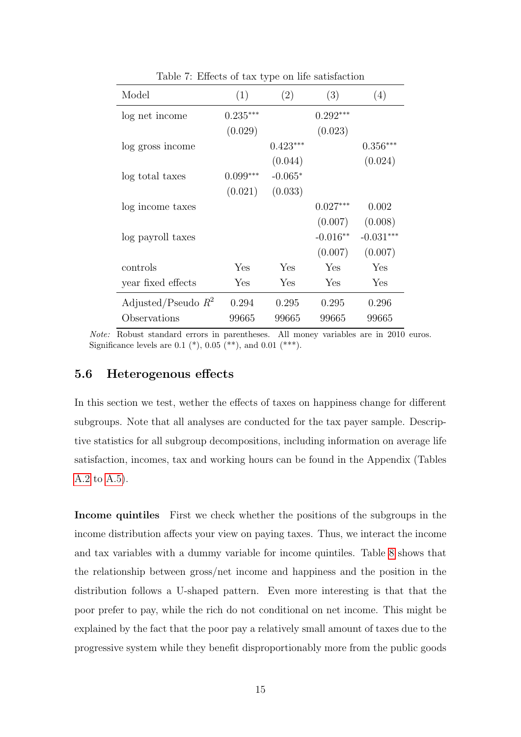Table 7: Effects of tax type on life satisfaction

| Model | (1) | (2) | (3) | (4) |
|---|---|---|---|---|
| log net income | 0.235*** | | 0.292*** | |
| | (0.029) | | (0.023) | |
| log gross income | | 0.423*** | | 0.356*** |
| | | (0.044) | | (0.024) |
| log total taxes | 0.099*** | -0.065* | | |
| | (0.021) | (0.033) | | |
| log income taxes | | | 0.027*** | 0.002 |
| | | | (0.007) | (0.008) |
| log payroll taxes | | | -0.016** | -0.031*** |
| | | | (0.007) | (0.007) |
| controls | Yes | Yes | Yes | Yes |
| year fixed effects | Yes | Yes | Yes | Yes |
| Adjusted/Pseudo $R^2$ | 0.294 | 0.295 | 0.295 | 0.296 |
| Observations | 99665 | 99665 | 99665 | 99665 |

*Note:* Robust standard errors in parentheses. All money variables are in 2010 euros. Significance levels are 0.1 (*), 0.05 (**), and 0.01 (***).

### 5.6 Heterogenous effects

In this section we test, wether the effects of taxes on happiness change for different subgroups. Note that all analyses are conducted for the tax payer sample. Descriptive statistics for all subgroup decompositions, including information on average life satisfaction, incomes, tax and working hours can be found in the Appendix (Tables A.2 to A.5).

**Income quintiles** First we check whether the positions of the subgroups in the income distribution affects your view on paying taxes. Thus, we interact the income and tax variables with a dummy variable for income quintiles. Table 8 shows that the relationship between gross/net income and happiness and the position in the distribution follows a U-shaped pattern. Even more interesting is that that the poor prefer to pay, while the rich do not conditional on net income. This might be explained by the fact that the poor pay a relatively small amount of taxes due to the progressive system while they benefit disproportionably more from the public goods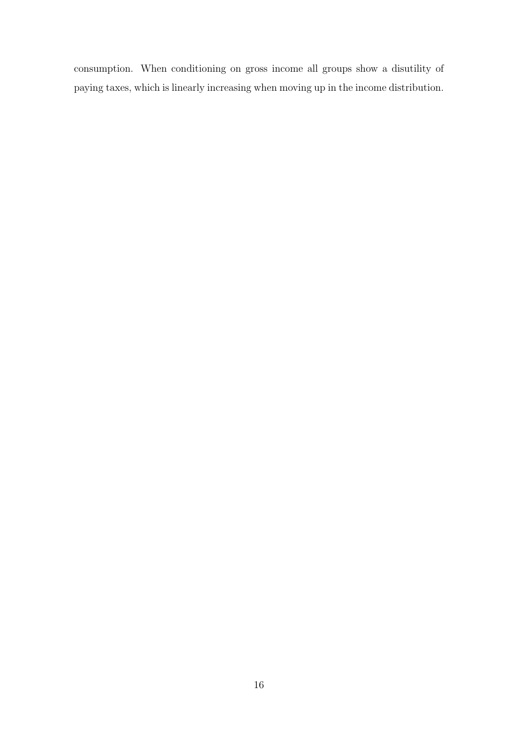consumption. When conditioning on gross income all groups show a disutility of paying taxes, which is linearly increasing when moving up in the income distribution.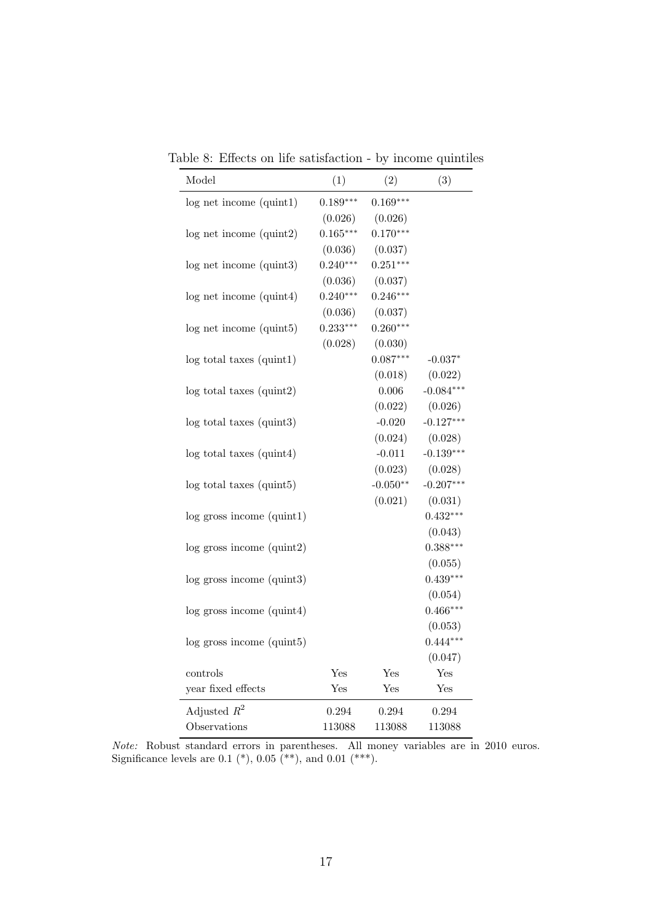Table 8: Effects on life satisfaction - by income quintiles

| Model | (1) | (2) | (3) |
| --- | --- | --- | --- |
| log net income (quint1) | 0.189*** | 0.169*** | |
| | (0.026) | (0.026) | |
| log net income (quint2) | 0.165*** | 0.170*** | |
| | (0.036) | (0.037) | |
| log net income (quint3) | 0.240*** | 0.251*** | |
| | (0.036) | (0.037) | |
| log net income (quint4) | 0.240*** | 0.246*** | |
| | (0.036) | (0.037) | |
| log net income (quint5) | 0.233*** | 0.260*** | |
| | (0.028) | (0.030) | |
| log total taxes (quint1) | | 0.087*** | -0.037* |
| | | (0.018) | (0.022) |
| log total taxes (quint2) | | 0.006 | -0.084*** |
| | | (0.022) | (0.026) |
| log total taxes (quint3) | | -0.020 | -0.127*** |
| | | (0.024) | (0.028) |
| log total taxes (quint4) | | -0.011 | -0.139*** |
| | | (0.023) | (0.028) |
| log total taxes (quint5) | | -0.050** | -0.207*** |
| | | (0.021) | (0.031) |
| log gross income (quint1) | | | 0.432*** |
| | | | (0.043) |
| log gross income (quint2) | | | 0.388*** |
| | | | (0.055) |
| log gross income (quint3) | | | 0.439*** |
| | | | (0.054) |
| log gross income (quint4) | | | 0.466*** |
| | | | (0.053) |
| log gross income (quint5) | | | 0.444*** |
| | | | (0.047) |
| controls | Yes | Yes | Yes |
| year fixed effects | Yes | Yes | Yes |
| Adjusted $R^2$ | 0.294 | 0.294 | 0.294 |
| Observations | 113088 | 113088 | 113088 |

*Note:* Robust standard errors in parentheses. All money variables are in 2010 euros. Significance levels are 0.1 (*), 0.05 (**), and 0.01 (***).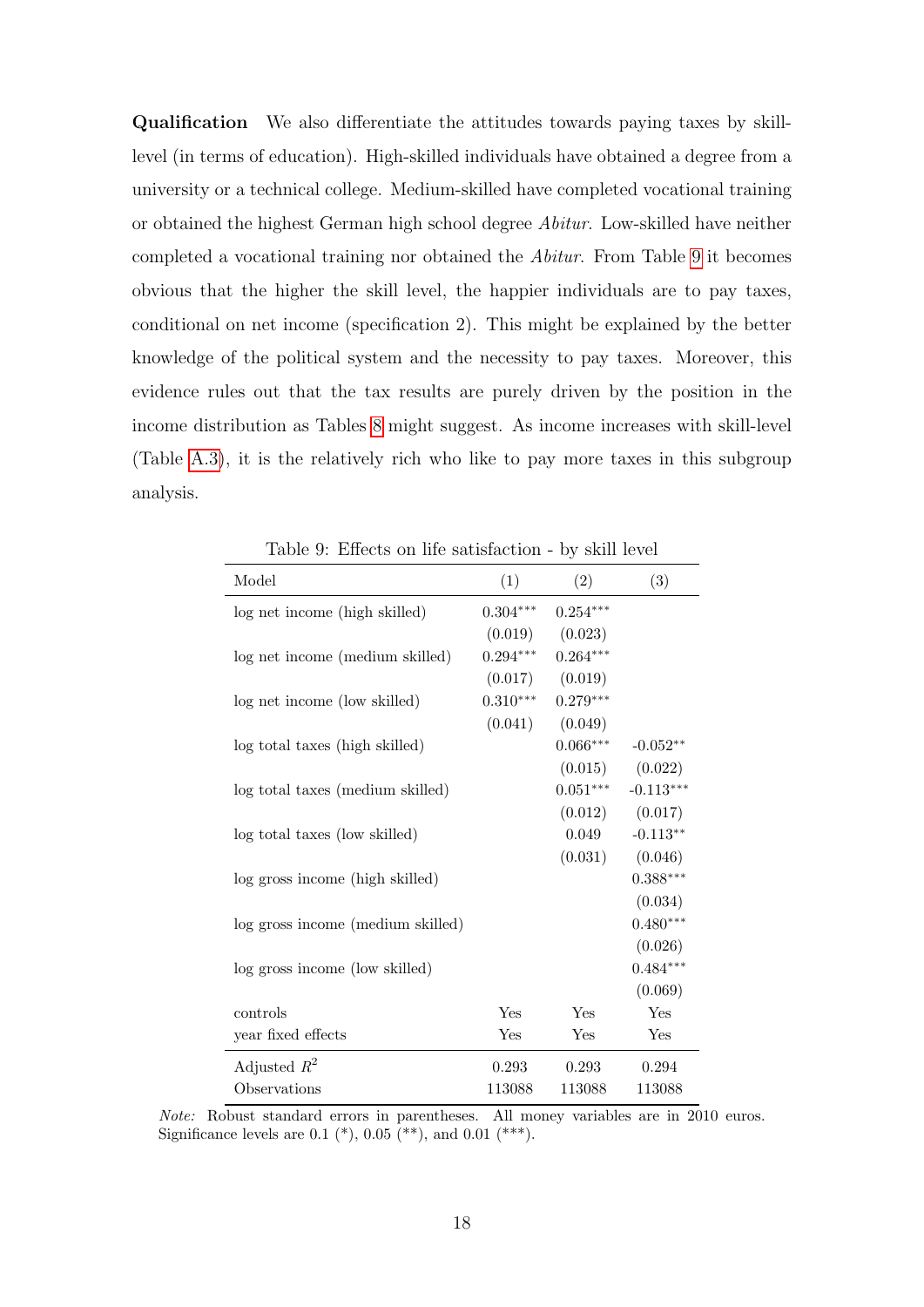**Qualification** We also differentiate the attitudes towards paying taxes by skill-level (in terms of education). High-skilled individuals have obtained a degree from a university or a technical college. Medium-skilled have completed vocational training or obtained the highest German high school degree *Abitur*. Low-skilled have neither completed a vocational training nor obtained the *Abitur*. From Table 9 it becomes obvious that the higher the skill level, the happier individuals are to pay taxes, conditional on net income (specification 2). This might be explained by the better knowledge of the political system and the necessity to pay taxes. Moreover, this evidence rules out that the tax results are purely driven by the position in the income distribution as Tables 8 might suggest. As income increases with skill-level (Table A.3), it is the relatively rich who like to pay more taxes in this subgroup analysis.

Table 9: Effects on life satisfaction - by skill level

| Model | (1) | (2) | (3) |
|---|---|---|---|
| log net income (high skilled) | 0.304*** | 0.254*** | |
| | (0.019) | (0.023) | |
| log net income (medium skilled) | 0.294*** | 0.264*** | |
| | (0.017) | (0.019) | |
| log net income (low skilled) | 0.310*** | 0.279*** | |
| | (0.041) | (0.049) | |
| log total taxes (high skilled) | | 0.066*** | -0.052** |
| | | (0.015) | (0.022) |
| log total taxes (medium skilled) | | 0.051*** | -0.113*** |
| | | (0.012) | (0.017) |
| log total taxes (low skilled) | | 0.049 | -0.113** |
| | | (0.031) | (0.046) |
| log gross income (high skilled) | | | 0.388*** |
| | | | (0.034) |
| log gross income (medium skilled) | | | 0.480*** |
| | | | (0.026) |
| log gross income (low skilled) | | | 0.484*** |
| | | | (0.069) |
| controls | Yes | Yes | Yes |
| year fixed effects | Yes | Yes | Yes |
| Adjusted $R^2$ | 0.293 | 0.293 | 0.294 |
| Observations | 113088 | 113088 | 113088 |

*Note:* Robust standard errors in parentheses. All money variables are in 2010 euros. Significance levels are 0.1 (*), 0.05 (**), and 0.01 (***).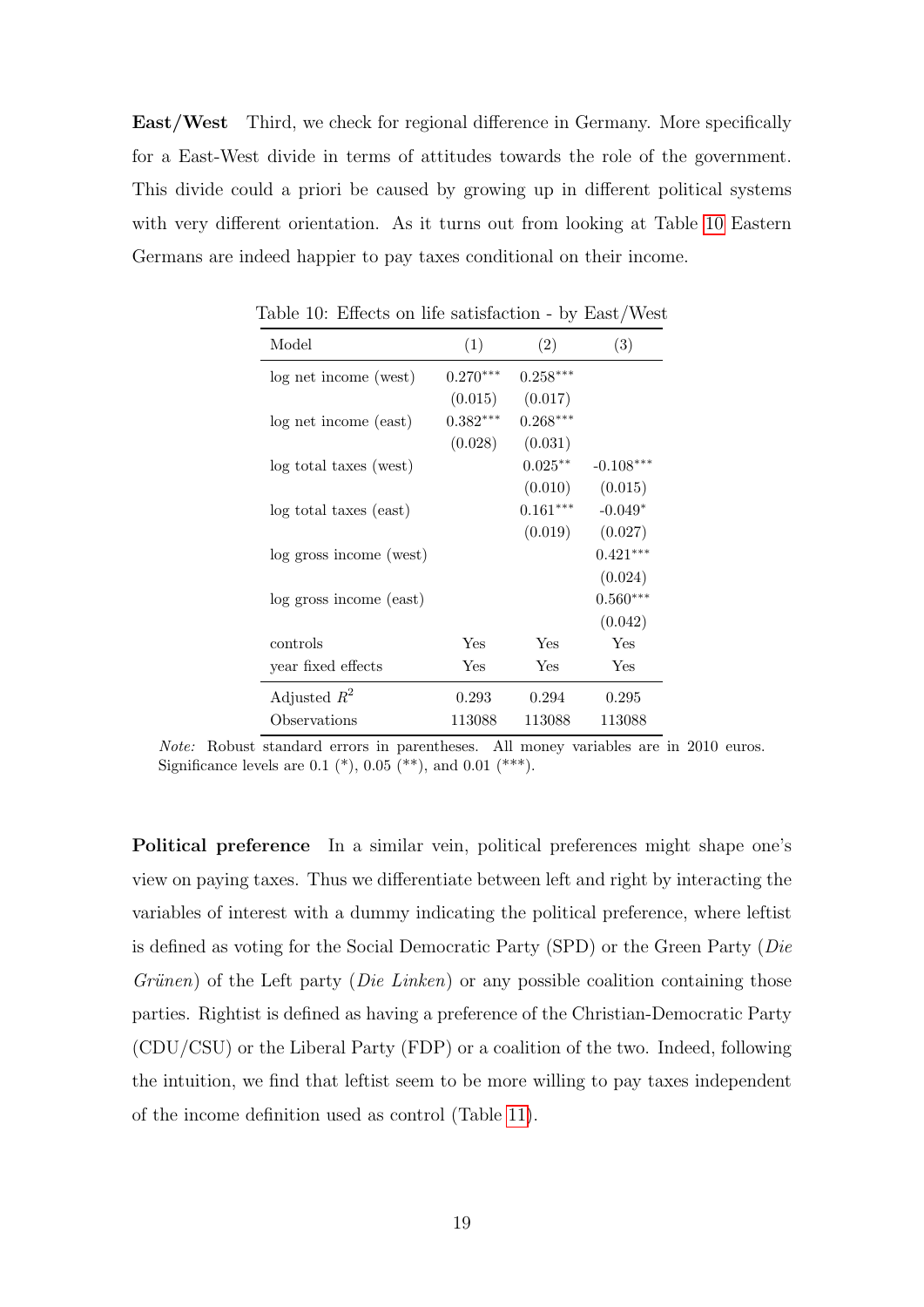**East/West** Third, we check for regional difference in Germany. More specifically for a East-West divide in terms of attitudes towards the role of the government. This divide could a priori be caused by growing up in different political systems with very different orientation. As it turns out from looking at Table 10 Eastern Germans are indeed happier to pay taxes conditional on their income.

Table 10: Effects on life satisfaction - by East/West

| Model | (1) | (2) | (3) |
|---|---|---|---|
| log net income (west) | $0.270^{***}$ | $0.258^{***}$ | |
| | (0.015) | (0.017) | |
| log net income (east) | $0.382^{***}$ | $0.268^{***}$ | |
| | (0.028) | (0.031) | |
| log total taxes (west) | | $0.025^{**}$ | $-0.108^{***}$ |
| | | (0.010) | (0.015) |
| log total taxes (east) | | $0.161^{***}$ | $-0.049^{*}$ |
| | | (0.019) | (0.027) |
| log gross income (west) | | | $0.421^{***}$ |
| | | | (0.024) |
| log gross income (east) | | | $0.560^{***}$ |
| | | | (0.042) |
| controls | Yes | Yes | Yes |
| year fixed effects | Yes | Yes | Yes |
| Adjusted $R^2$ | 0.293 | 0.294 | 0.295 |
| Observations | 113088 | 113088 | 113088 |

*Note:* Robust standard errors in parentheses. All money variables are in 2010 euros. Significance levels are 0.1 (*), 0.05 (**), and 0.01 (***).

**Political preference** In a similar vein, political preferences might shape one's view on paying taxes. Thus we differentiate between left and right by interacting the variables of interest with a dummy indicating the political preference, where leftist is defined as voting for the Social Democratic Party (SPD) or the Green Party (*Die Grünen*) of the Left party (*Die Linken*) or any possible coalition containing those parties. Rightist is defined as having a preference of the Christian-Democratic Party (CDU/CSU) or the Liberal Party (FDP) or a coalition of the two. Indeed, following the intuition, we find that leftist seem to be more willing to pay taxes independent of the income definition used as control (Table 11).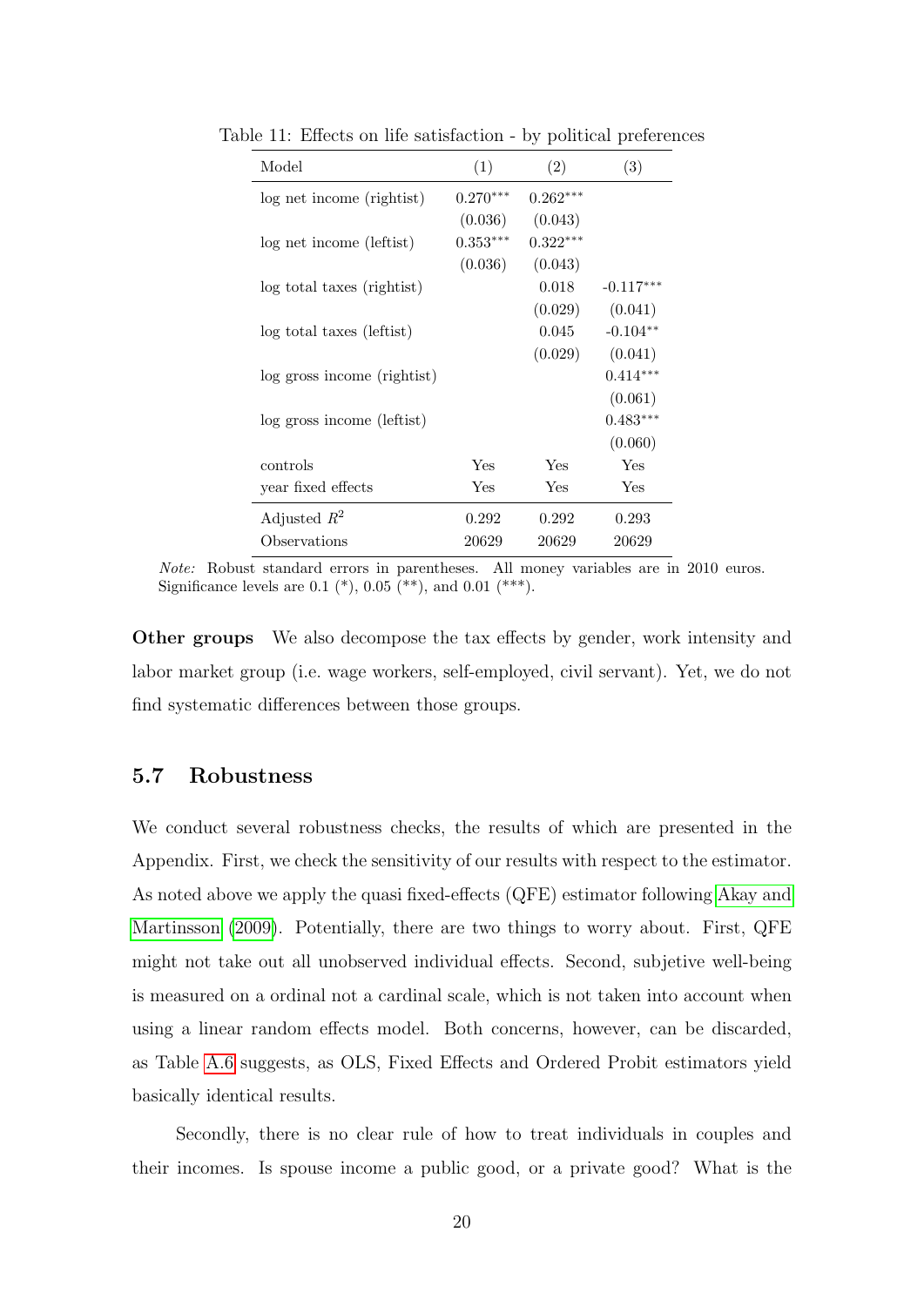Table 11: Effects on life satisfaction - by political preferences

| Model | (1) | (2) | (3) |
|---|---|---|---|
| log net income (rightist) | $0.270^{***}$ | $0.262^{***}$ | |
| | (0.036) | (0.043) | |
| log net income (leftist) | $0.353^{***}$ | $0.322^{***}$ | |
| | (0.036) | (0.043) | |
| log total taxes (rightist) | | 0.018 | $-0.117^{***}$ |
| | | (0.029) | (0.041) |
| log total taxes (leftist) | | 0.045 | $-0.104^{**}$ |
| | | (0.029) | (0.041) |
| log gross income (rightist) | | | $0.414^{***}$ |
| | | | (0.061) |
| log gross income (leftist) | | | $0.483^{***}$ |
| | | | (0.060) |
| controls | Yes | Yes | Yes |
| year fixed effects | Yes | Yes | Yes |
| Adjusted $R^2$ | 0.292 | 0.292 | 0.293 |
| Observations | 20629 | 20629 | 20629 |

*Note:* Robust standard errors in parentheses. All money variables are in 2010 euros. Significance levels are 0.1 (*), 0.05 (**), and 0.01 (***).

**Other groups** We also decompose the tax effects by gender, work intensity and labor market group (i.e. wage workers, self-employed, civil servant). Yet, we do not find systematic differences between those groups.

## 5.7 Robustness

We conduct several robustness checks, the results of which are presented in the Appendix. First, we check the sensitivity of our results with respect to the estimator. As noted above we apply the quasi fixed-effects (QFE) estimator following Akay and Martinsson (2009). Potentially, there are two things to worry about. First, QFE might not take out all unobserved individual effects. Second, subjective well-being is measured on a ordinal not a cardinal scale, which is not taken into account when using a linear random effects model. Both concerns, however, can be discarded, as Table A.6 suggests, as OLS, Fixed Effects and Ordered Probit estimators yield basically identical results.

Secondly, there is no clear rule of how to treat individuals in couples and their incomes. Is spouse income a public good, or a private good? What is the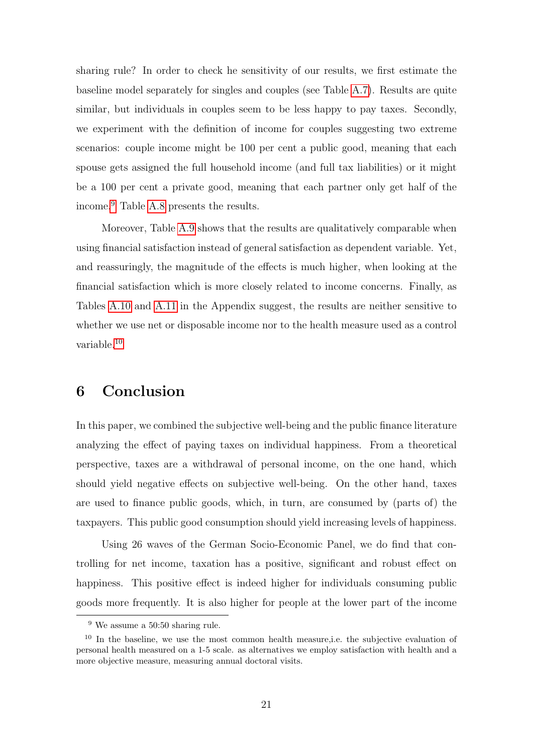sharing rule? In order to check he sensitivity of our results, we first estimate the baseline model separately for singles and couples (see Table A.7). Results are quite similar, but individuals in couples seem to be less happy to pay taxes. Secondly, we experiment with the definition of income for couples suggesting two extreme scenarios: couple income might be 100 per cent a public good, meaning that each spouse gets assigned the full household income (and full tax liabilities) or it might be a 100 per cent a private good, meaning that each partner only get half of the income.[9] Table A.8 presents the results.

Moreover, Table A.9 shows that the results are qualitatively comparable when using financial satisfaction instead of general satisfaction as dependent variable. Yet, and reassuringly, the magnitude of the effects is much higher, when looking at the financial satisfaction which is more closely related to income concerns. Finally, as Tables A.10 and A.11 in the Appendix suggest, the results are neither sensitive to whether we use net or disposable income nor to the health measure used as a control variable.[10]

# 6 Conclusion

In this paper, we combined the subjective well-being and the public finance literature analyzing the effect of paying taxes on individual happiness. From a theoretical perspective, taxes are a withdrawal of personal income, on the one hand, which should yield negative effects on subjective well-being. On the other hand, taxes are used to finance public goods, which, in turn, are consumed by (parts of) the taxpayers. This public good consumption should yield increasing levels of happiness.

Using 26 waves of the German Socio-Economic Panel, we do find that controlling for net income, taxation has a positive, significant and robust effect on happiness. This positive effect is indeed higher for individuals consuming public goods more frequently. It is also higher for people at the lower part of the income

---

[9] We assume a 50:50 sharing rule.

[10] In the baseline, we use the most common health measure,i.e. the subjective evaluation of personal health measured on a 1-5 scale. as alternatives we employ satisfaction with health and a more objective measure, measuring annual doctoral visits.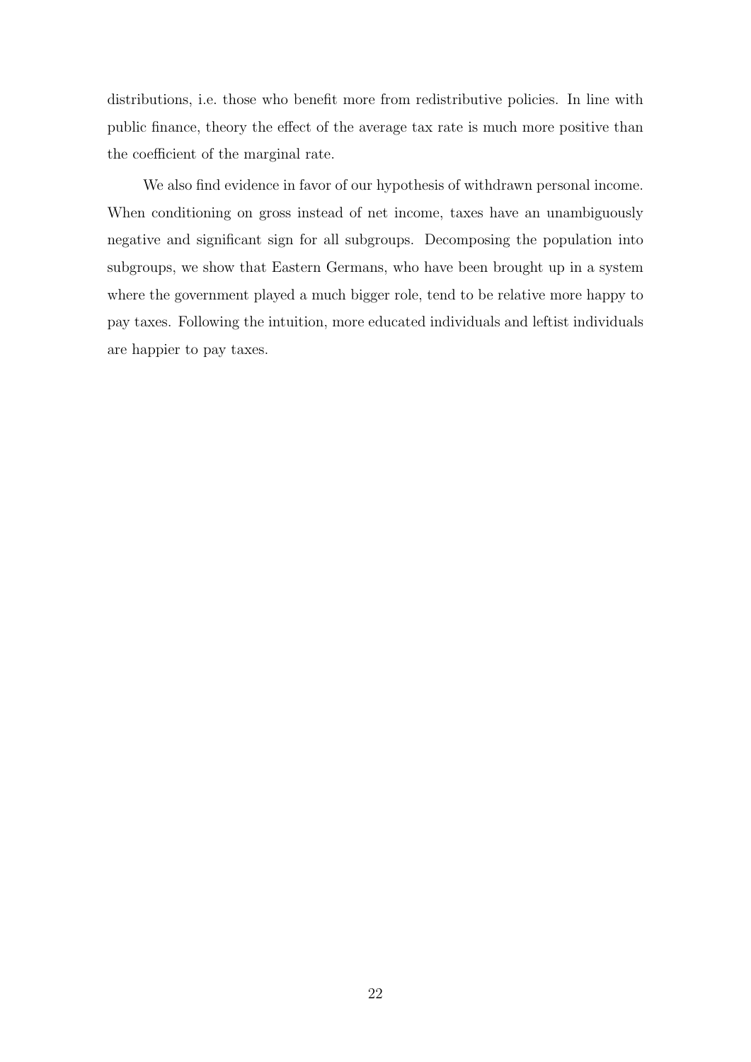distributions, i.e. those who benefit more from redistributive policies. In line with public finance, theory the effect of the average tax rate is much more positive than the coefficient of the marginal rate.

We also find evidence in favor of our hypothesis of withdrawn personal income. When conditioning on gross instead of net income, taxes have an unambiguously negative and significant sign for all subgroups. Decomposing the population into subgroups, we show that Eastern Germans, who have been brought up in a system where the government played a much bigger role, tend to be relative more happy to pay taxes. Following the intuition, more educated individuals and leftist individuals are happier to pay taxes.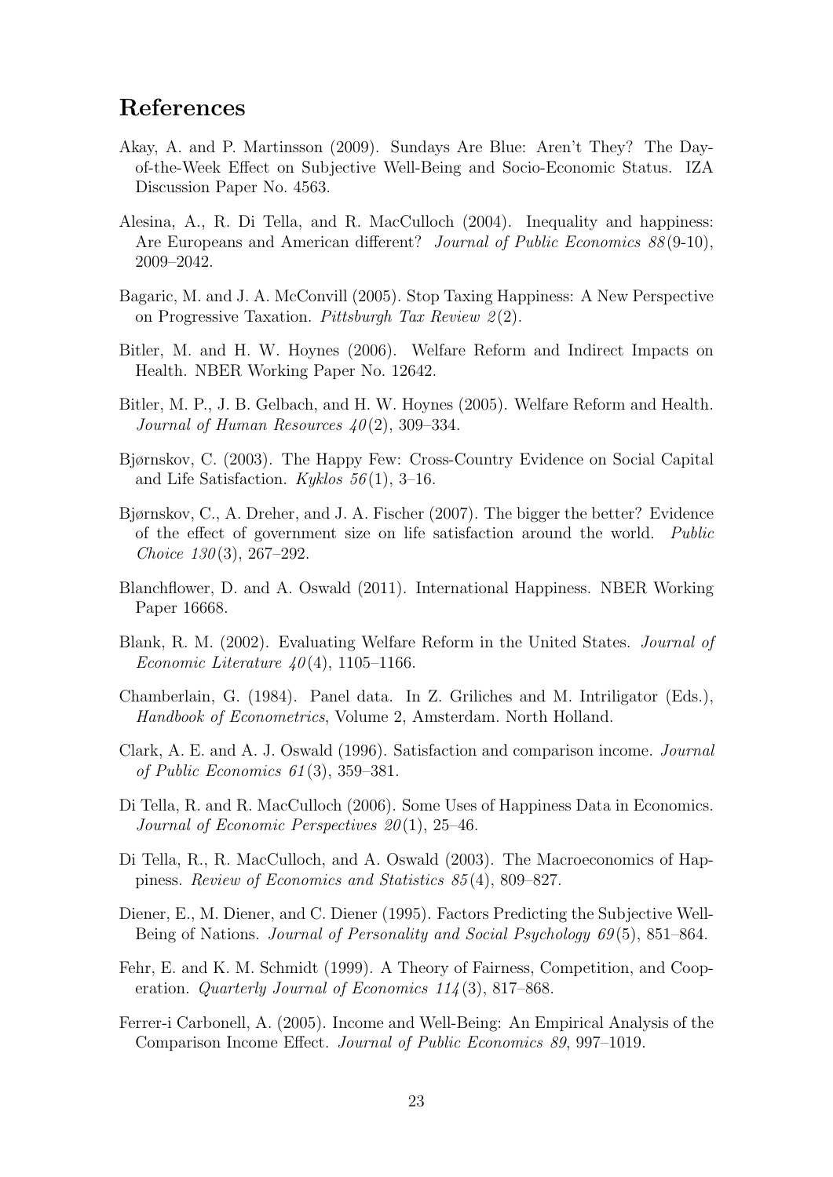## References

Akay, A. and P. Martinsson (2009). Sundays Are Blue: Aren't They? The Day-of-the-Week Effect on Subjective Well-Being and Socio-Economic Status. IZA Discussion Paper No. 4563.

Alesina, A., R. Di Tella, and R. MacCulloch (2004). Inequality and happiness: Are Europeans and American different? *Journal of Public Economics 88*(9-10), 2009–2042.

Bagaric, M. and J. A. McConvill (2005). Stop Taxing Happiness: A New Perspective on Progressive Taxation. *Pittsburgh Tax Review 2*(2).

Bitler, M. and H. W. Hoynes (2006). Welfare Reform and Indirect Impacts on Health. NBER Working Paper No. 12642.

Bitler, M. P., J. B. Gelbach, and H. W. Hoynes (2005). Welfare Reform and Health. *Journal of Human Resources 40*(2), 309–334.

Bjørnskov, C. (2003). The Happy Few: Cross-Country Evidence on Social Capital and Life Satisfaction. *Kyklos 56*(1), 3–16.

Bjørnskov, C., A. Dreher, and J. A. Fischer (2007). The bigger the better? Evidence of the effect of government size on life satisfaction around the world. *Public Choice 130*(3), 267–292.

Blanchflower, D. and A. Oswald (2011). International Happiness. NBER Working Paper 16668.

Blank, R. M. (2002). Evaluating Welfare Reform in the United States. *Journal of Economic Literature 40*(4), 1105–1166.

Chamberlain, G. (1984). Panel data. In Z. Griliches and M. Intriligator (Eds.), *Handbook of Econometrics*, Volume 2, Amsterdam. North Holland.

Clark, A. E. and A. J. Oswald (1996). Satisfaction and comparison income. *Journal of Public Economics 61*(3), 359–381.

Di Tella, R. and R. MacCulloch (2006). Some Uses of Happiness Data in Economics. *Journal of Economic Perspectives 20*(1), 25–46.

Di Tella, R., R. MacCulloch, and A. Oswald (2003). The Macroeconomics of Happiness. *Review of Economics and Statistics 85*(4), 809–827.

Diener, E., M. Diener, and C. Diener (1995). Factors Predicting the Subjective Well-Being of Nations. *Journal of Personality and Social Psychology 69*(5), 851–864.

Fehr, E. and K. M. Schmidt (1999). A Theory of Fairness, Competition, and Cooperation. *Quarterly Journal of Economics 114*(3), 817–868.

Ferrer-i Carbonell, A. (2005). Income and Well-Being: An Empirical Analysis of the Comparison Income Effect. *Journal of Public Economics 89*, 997–1019.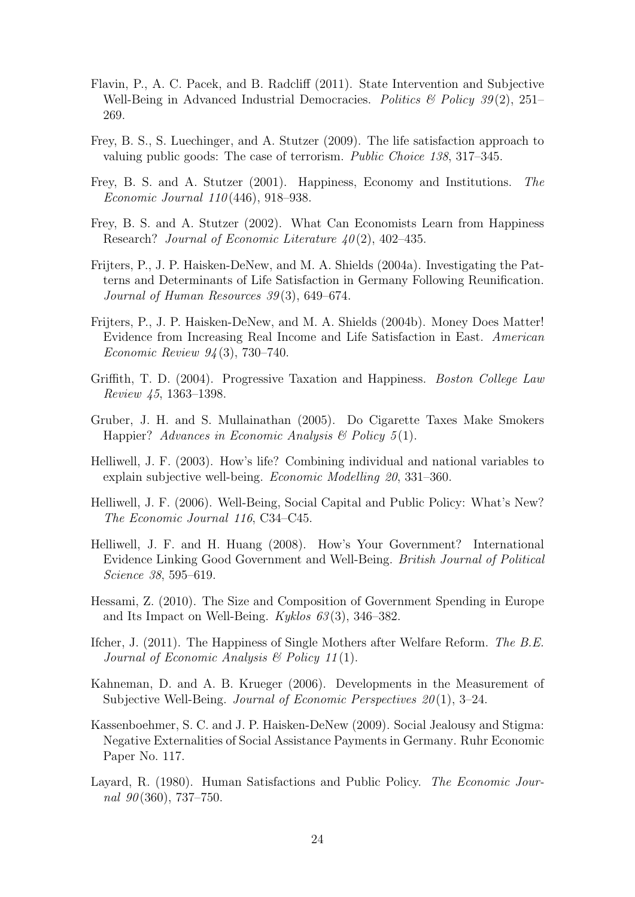Flavin, P., A. C. Pacek, and B. Radcliff (2011). State Intervention and Subjective Well-Being in Advanced Industrial Democracies. *Politics & Policy 39*(2), 251–269.

Frey, B. S., S. Luechinger, and A. Stutzer (2009). The life satisfaction approach to valuing public goods: The case of terrorism. *Public Choice 138*, 317–345.

Frey, B. S. and A. Stutzer (2001). Happiness, Economy and Institutions. *The Economic Journal 110*(446), 918–938.

Frey, B. S. and A. Stutzer (2002). What Can Economists Learn from Happiness Research? *Journal of Economic Literature 40*(2), 402–435.

Frijters, P., J. P. Haisken-DeNew, and M. A. Shields (2004a). Investigating the Patterns and Determinants of Life Satisfaction in Germany Following Reunification. *Journal of Human Resources 39*(3), 649–674.

Frijters, P., J. P. Haisken-DeNew, and M. A. Shields (2004b). Money Does Matter! Evidence from Increasing Real Income and Life Satisfaction in East. *American Economic Review 94*(3), 730–740.

Griffith, T. D. (2004). Progressive Taxation and Happiness. *Boston College Law Review 45*, 1363–1398.

Gruber, J. H. and S. Mullainathan (2005). Do Cigarette Taxes Make Smokers Happier? *Advances in Economic Analysis & Policy 5*(1).

Helliwell, J. F. (2003). How's life? Combining individual and national variables to explain subjective well-being. *Economic Modelling 20*, 331–360.

Helliwell, J. F. (2006). Well-Being, Social Capital and Public Policy: What's New? *The Economic Journal 116*, C34–C45.

Helliwell, J. F. and H. Huang (2008). How's Your Government? International Evidence Linking Good Government and Well-Being. *British Journal of Political Science 38*, 595–619.

Hessami, Z. (2010). The Size and Composition of Government Spending in Europe and Its Impact on Well-Being. *Kyklos 63*(3), 346–382.

Ifcher, J. (2011). The Happiness of Single Mothers after Welfare Reform. *The B.E. Journal of Economic Analysis & Policy 11*(1).

Kahneman, D. and A. B. Krueger (2006). Developments in the Measurement of Subjective Well-Being. *Journal of Economic Perspectives 20*(1), 3–24.

Kassenboehmer, S. C. and J. P. Haisken-DeNew (2009). Social Jealousy and Stigma: Negative Externalities of Social Assistance Payments in Germany. Ruhr Economic Paper No. 117.

Layard, R. (1980). Human Satisfactions and Public Policy. *The Economic Journal 90*(360), 737–750.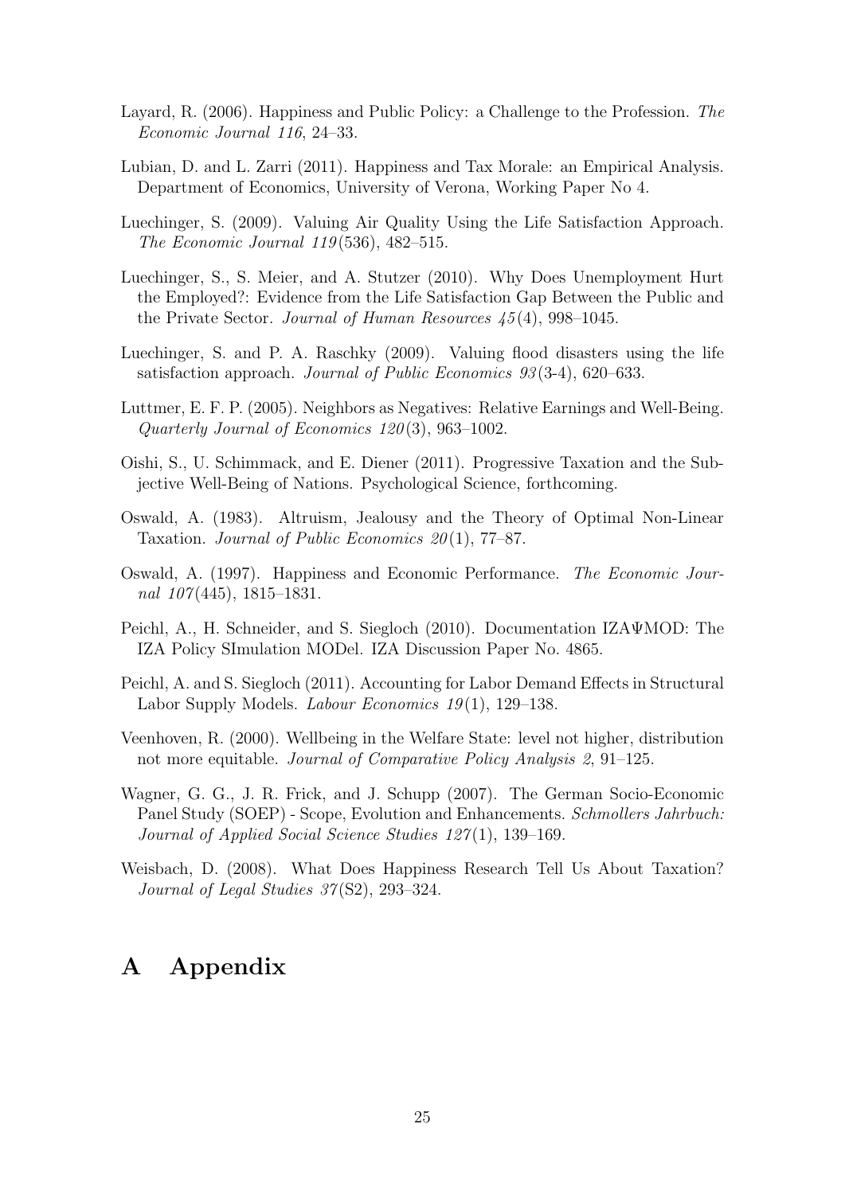Layard, R. (2006). Happiness and Public Policy: a Challenge to the Profession. *The Economic Journal 116*, 24–33.

Lubian, D. and L. Zarri (2011). Happiness and Tax Morale: an Empirical Analysis. Department of Economics, University of Verona, Working Paper No 4.

Luechinger, S. (2009). Valuing Air Quality Using the Life Satisfaction Approach. *The Economic Journal 119*(536), 482–515.

Luechinger, S., S. Meier, and A. Stutzer (2010). Why Does Unemployment Hurt the Employed?: Evidence from the Life Satisfaction Gap Between the Public and the Private Sector. *Journal of Human Resources 45*(4), 998–1045.

Luechinger, S. and P. A. Raschky (2009). Valuing flood disasters using the life satisfaction approach. *Journal of Public Economics 93*(3-4), 620–633.

Luttmer, E. F. P. (2005). Neighbors as Negatives: Relative Earnings and Well-Being. *Quarterly Journal of Economics 120*(3), 963–1002.

Oishi, S., U. Schimmack, and E. Diener (2011). Progressive Taxation and the Subjective Well-Being of Nations. Psychological Science, forthcoming.

Oswald, A. (1983). Altruism, Jealousy and the Theory of Optimal Non-Linear Taxation. *Journal of Public Economics 20*(1), 77–87.

Oswald, A. (1997). Happiness and Economic Performance. *The Economic Journal 107*(445), 1815–1831.

Peichl, A., H. Schneider, and S. Siegloch (2010). Documentation IZAΨMOD: The IZA Policy SImulation MODel. IZA Discussion Paper No. 4865.

Peichl, A. and S. Siegloch (2011). Accounting for Labor Demand Effects in Structural Labor Supply Models. *Labour Economics 19*(1), 129–138.

Veenhoven, R. (2000). Wellbeing in the Welfare State: level not higher, distribution not more equitable. *Journal of Comparative Policy Analysis 2*, 91–125.

Wagner, G. G., J. R. Frick, and J. Schupp (2007). The German Socio-Economic Panel Study (SOEP) - Scope, Evolution and Enhancements. *Schmollers Jahrbuch: Journal of Applied Social Science Studies 127*(1), 139–169.

Weisbach, D. (2008). What Does Happiness Research Tell Us About Taxation? *Journal of Legal Studies 37*(S2), 293–324.

# A Appendix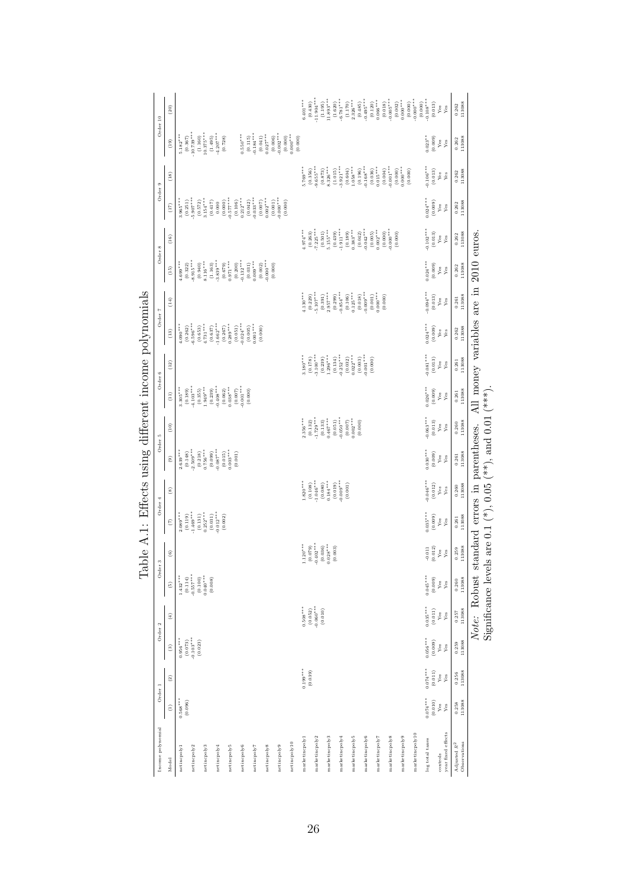# Table A.1: Effects using different income polynomials

| Income polynomial | Order 1 | | Order 2 | | Order 3 | | Order 4 | | Order 5 | | Order 6 | | Order 7 | | Order 8 | | Order 9 | | Order 10 | |
|---|---|---|---|---|---|---|---|---|---|---|---|---|---|---|---|---|---|---|---|---|
| Model | (1) | (2) | (3) | (4) | (5) | (6) | (7) | (8) | (9) | (10) | (11) | (12) | (13) | (14) | (15) | (16) | (17) | (18) | (19) | (20) |
| netincpoly1 | 0.568*** | | 0.956*** | | 1.432*** | | 2.089*** | | 2.630*** | | 3.305*** | | 4.090*** | | 4.699*** | | 3.965*** | | 5.182*** | |
| | (0.096) | | (0.073) | | (0.114) | | (0.119) | | (0.148) | | (0.189) | | (0.262) | | (0.322) | | (0.251) | | (0.367) | |
| netincpoly2 | | | -0.103*** | | -0.557*** | | -1.469*** | | -2.309*** | | -4.103*** | | -6.596*** | | -8.915*** | | -5.907*** | | -10.739*** | |
| | | | (0.023) | | (0.100) | | (0.131) | | (0.218) | | (0.355) | | (0.653) | | (0.960) | | (0.572) | | (1.160) | |
| netincpoly3 | | | | | 0.040*** | | 0.252*** | | 0.756*** | | 1.949*** | | 4.731*** | | 8.116*** | | 3.154*** | | 10.375*** | |
| | | | | | (0.008) | | (0.031) | | (0.099) | | (0.239) | | (0.637) | | (1.163) | | (0.417) | | (1.495) | |
| netincpoly4 | | | | | | | -0.012*** | | -0.087*** | | -0.408*** | | -1.662*** | | -3.839*** | | 0.000 | | -4.207*** | |
| | | | | | | | (0.002) | | (0.015) | | (0.062) | | (0.267) | | (0.679) | | (0.000) | | (0.728) | |
| netincpoly5 | | | | | | | | | 0.003*** | | 0.038*** | | 0.289*** | | 0.971*** | | -0.577*** | | | |
| | | | | | | | | | (0.001) | | (0.007) | | (0.051) | | (0.200) | | (0.106) | | | |
| netincpoly6 | | | | | | | | | | | -0.001*** | | -0.024*** | | -0.132*** | | 0.212*** | | 0.550*** | |
| | | | | | | | | | | | (0.000) | | (0.005) | | (0.031) | | (0.042) | | (0.115) | |
| netincpoly7 | | | | | | | | | | | | | 0.001*** | | 0.009*** | | -0.033*** | | -0.184*** | |
| | | | | | | | | | | | | | (0.000) | | (0.002) | | (0.007) | | (0.041) | |
| netincpoly8 | | | | | | | | | | | | | | | -0.000*** | | 0.002*** | | 0.027*** | |
| | | | | | | | | | | | | | | | (0.000) | | (0.001) | | (0.006) | |
| netincpoly9 | | | | | | | | | | | | | | | | | -0.000*** | | -0.002*** | |
| | | | | | | | | | | | | | | | | | (0.000) | | (0.000) | |
| netincpoly10 | | | | | | | | | | | | | | | | | | | 0.000*** | |
| | | | | | | | | | | | | | | | | | | | (0.000) | |
| marketincpoly1 | | 0.199*** | | 0.508*** | | 1.120*** | | 1.820*** | | 2.356*** | | 3.180*** | | 4.130*** | | 4.974*** | | 5.769*** | | 6.401*** |
| | | (0.039) | | (0.052) | | (0.079) | | (0.108) | | (0.132) | | (0.178) | | (0.229) | | (0.263) | | (0.356) | | (0.430) |
| marketincpoly2 | | | | -0.060*** | | -0.402*** | | -1.046*** | | -1.729*** | | -3.100*** | | -5.107*** | | -7.225*** | | -9.655*** | | -11.904*** |
| | | | | (0.010) | | (0.036) | | (0.080) | | (0.133) | | (0.239) | | (0.391) | | (0.501) | | (0.873) | | (1.195) |
| marketincpoly3 | | | | | | 0.028*** | | 0.184*** | | 0.467*** | | 1.266*** | | 2.957*** | | 5.155*** | | 8.326*** | | 11.893*** |
| | | | | | | (0.003) | | (0.019) | | (0.051) | | (0.134) | | (0.299) | | (0.439) | | (1.015) | | (1.620) |
| marketincpoly4 | | | | | | | | -0.009*** | | -0.050*** | | -0.252*** | | -0.854*** | | -1.911*** | | -3.921*** | | -6.781*** |
| | | | | | | | | (0.001) | | (0.007) | | (0.032) | | (0.106) | | (0.189) | | (0.604) | | (1.170) |
| marketincpoly5 | | | | | | | | | | 0.002*** | | 0.022*** | | 0.125*** | | 0.383*** | | 1.058*** | | 2.326*** |
| | | | | | | | | | | (0.000) | | (0.003) | | (0.018) | | (0.042) | | (0.196) | | (0.485) |
| marketincpoly6 | | | | | | | | | | | | -0.001*** | | -0.009*** | | -0.042*** | | -0.168*** | | -0.495*** |
| | | | | | | | | | | | | (0.000) | | (0.001) | | (0.005) | | (0.036) | | (0.120) |
| marketincpoly7 | | | | | | | | | | | | | | 0.000*** | | 0.002*** | | 0.015*** | | 0.066*** |
| | | | | | | | | | | | | | | (0.000) | | (0.000) | | (0.004) | | (0.018) |
| marketincpoly8 | | | | | | | | | | | | | | | | -0.000*** | | -0.001*** | | -0.005*** |
| | | | | | | | | | | | | | | | | (0.000) | | (0.000) | | (0.002) |
| marketincpoly9 | | | | | | | | | | | | | | | | | | 0.000*** | | 0.000*** |
| | | | | | | | | | | | | | | | | | | (0.000) | | (0.000) |
| marketincpoly10 | | | | | | | | | | | | | | | | | | | | -0.000*** |
| | | | | | | | | | | | | | | | | | | | | (0.000) |
| log total taxes | 0.074*** | 0.074*** | 0.056*** | 0.035*** | 0.045*** | -0.011 | 0.035*** | -0.046*** | 0.030*** | -0.063*** | 0.026*** | -0.081*** | 0.024*** | -0.094*** | 0.024*** | -0.102*** | 0.024*** | -0.106*** | 0.023** | -0.108*** |
| | (0.010) | (0.011) | (0.009) | (0.011) | (0.009) | (0.012) | (0.009) | (0.012) | (0.009) | (0.013) | (0.009) | (0.013) | (0.009) | (0.013) | (0.009) | (0.013) | (0.009) | (0.013) | (0.009) | (0.013) |
| controls | Yes | Yes | Yes | Yes | Yes | Yes | Yes | Yes | Yes | Yes | Yes | Yes | Yes | Yes | Yes | Yes | Yes | Yes | Yes | Yes |
| year fixed effects | Yes | Yes | Yes | Yes | Yes | Yes | Yes | Yes | Yes | Yes | Yes | Yes | Yes | Yes | Yes | Yes | Yes | Yes | Yes | Yes |
| Adjusted $R^2$ | 0.258 | 0.256 | 0.259 | 0.257 | 0.260 | 0.259 | 0.261 | 0.260 | 0.261 | 0.260 | 0.261 | 0.261 | 0.262 | 0.261 | 0.262 | 0.262 | 0.262 | 0.262 | 0.262 | 0.262 |
| Observations | 113088 | 113088 | 113088 | 113088 | 113088 | 113088 | 113088 | 113088 | 113088 | 113088 | 113088 | 113088 | 113088 | 113088 | 113088 | 113088 | 113088 | 113088 | 113088 | 113088 |

*Note:* Robust standard errors in parentheses. All money variables are in 2010 euros. Significance levels are 0.1 (*), 0.05 (**), and 0.01 (***).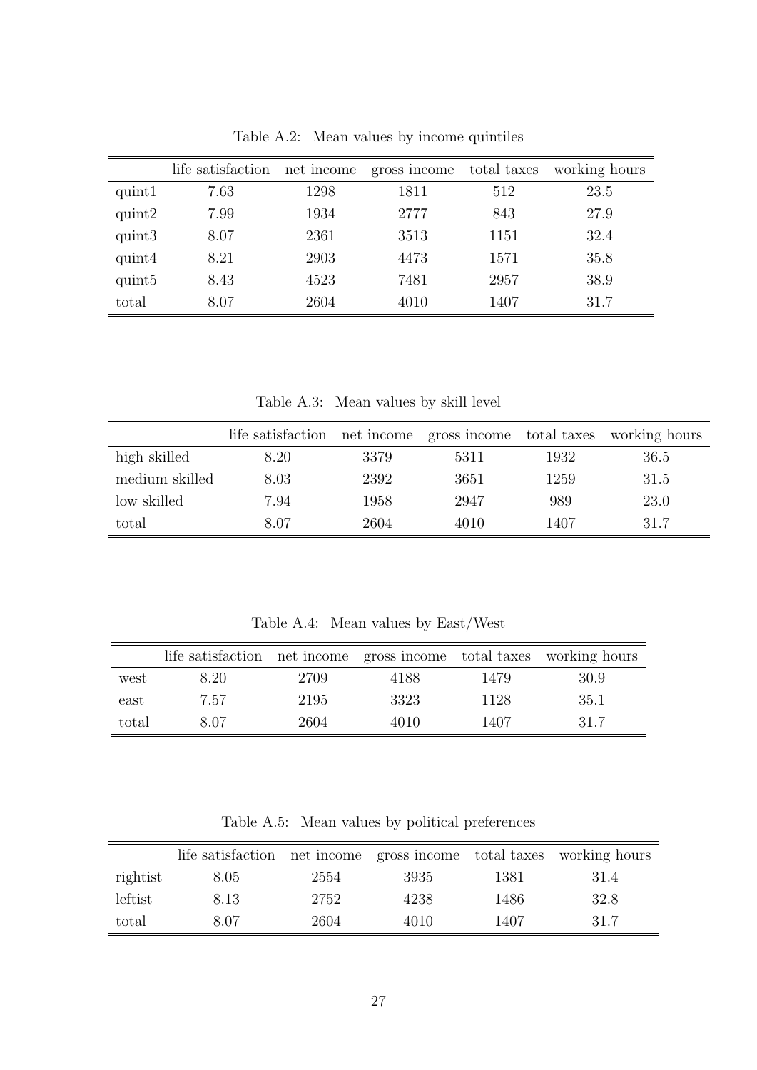Table A.2: Mean values by income quintiles

| | life satisfaction | net income | gross income | total taxes | working hours |
|---|---|---|---|---|---|
| quint1 | 7.63 | 1298 | 1811 | 512 | 23.5 |
| quint2 | 7.99 | 1934 | 2777 | 843 | 27.9 |
| quint3 | 8.07 | 2361 | 3513 | 1151 | 32.4 |
| quint4 | 8.21 | 2903 | 4473 | 1571 | 35.8 |
| quint5 | 8.43 | 4523 | 7481 | 2957 | 38.9 |
| total | 8.07 | 2604 | 4010 | 1407 | 31.7 |

Table A.3: Mean values by skill level

| | life satisfaction | net income | gross income | total taxes | working hours |
|---|---|---|---|---|---|
| high skilled | 8.20 | 3379 | 5311 | 1932 | 36.5 |
| medium skilled | 8.03 | 2392 | 3651 | 1259 | 31.5 |
| low skilled | 7.94 | 1958 | 2947 | 989 | 23.0 |
| total | 8.07 | 2604 | 4010 | 1407 | 31.7 |

Table A.4: Mean values by East/West

| | life satisfaction | net income | gross income | total taxes | working hours |
|---|---|---|---|---|---|
| west | 8.20 | 2709 | 4188 | 1479 | 30.9 |
| east | 7.57 | 2195 | 3323 | 1128 | 35.1 |
| total | 8.07 | 2604 | 4010 | 1407 | 31.7 |

Table A.5: Mean values by political preferences

| | life satisfaction | net income | gross income | total taxes | working hours |
|---|---|---|---|---|---|
| rightist | 8.05 | 2554 | 3935 | 1381 | 31.4 |
| leftist | 8.13 | 2752 | 4238 | 1486 | 32.8 |
| total | 8.07 | 2604 | 4010 | 1407 | 31.7 |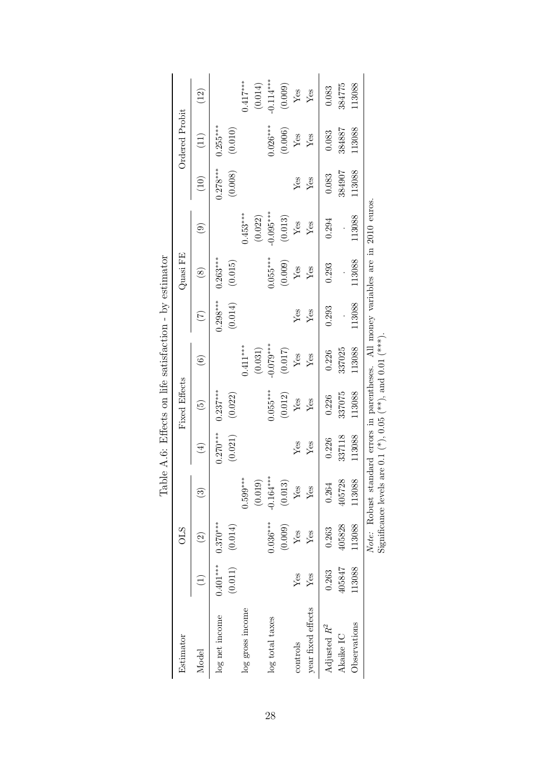Table A.6: Effects on life satisfaction - by estimator

| Estimator | OLS | | | Fixed Effects | | | Quasi FE | | | Ordered Probit | | |
|---|---|---|---|---|---|---|---|---|---|---|---|---|
| Model | (1) | (2) | (3) | (4) | (5) | (6) | (7) | (8) | (9) | (10) | (11) | (12) |
| log net income | 0.401*** | 0.370*** | | 0.270*** | 0.237*** | | 0.298*** | 0.263*** | | 0.278*** | 0.255*** | |
| | (0.011) | (0.014) | | (0.021) | (0.022) | | (0.014) | (0.015) | | (0.008) | (0.010) | |
| log gross income | | | 0.599*** | | | 0.411*** | | | 0.453*** | | | 0.417*** |
| | | | (0.019) | | | (0.031) | | | (0.022) | | | (0.014) |
| log total taxes | | 0.036*** | -0.164*** | | 0.055*** | -0.079*** | | 0.055*** | -0.095*** | | 0.026*** | -0.114*** |
| | | (0.009) | (0.013) | | (0.012) | (0.017) | | (0.009) | (0.013) | | (0.006) | (0.009) |
| controls | Yes | Yes | Yes | Yes | Yes | Yes | Yes | Yes | Yes | Yes | Yes | Yes |
| year fixed effects | Yes | Yes | Yes | Yes | Yes | Yes | Yes | Yes | Yes | Yes | Yes | Yes |
| Adjusted $R^2$ | 0.263 | 0.263 | 0.264 | 0.226 | 0.226 | 0.226 | 0.293 | 0.293 | 0.294 | 0.083 | 0.083 | 0.083 |
| Akaike IC | 405847 | 405828 | 405728 | 337118 | 337075 | 337025 | . | . | . | 384907 | 384887 | 384775 |
| Observations | 113088 | 113088 | 113088 | 113088 | 113088 | 113088 | 113088 | 113088 | 113088 | 113088 | 113088 | 113088 |

*Note:* Robust standard errors in parentheses. All money variables are in 2010 euros. Significance levels are 0.1 (*), 0.05 (**), and 0.01 (***).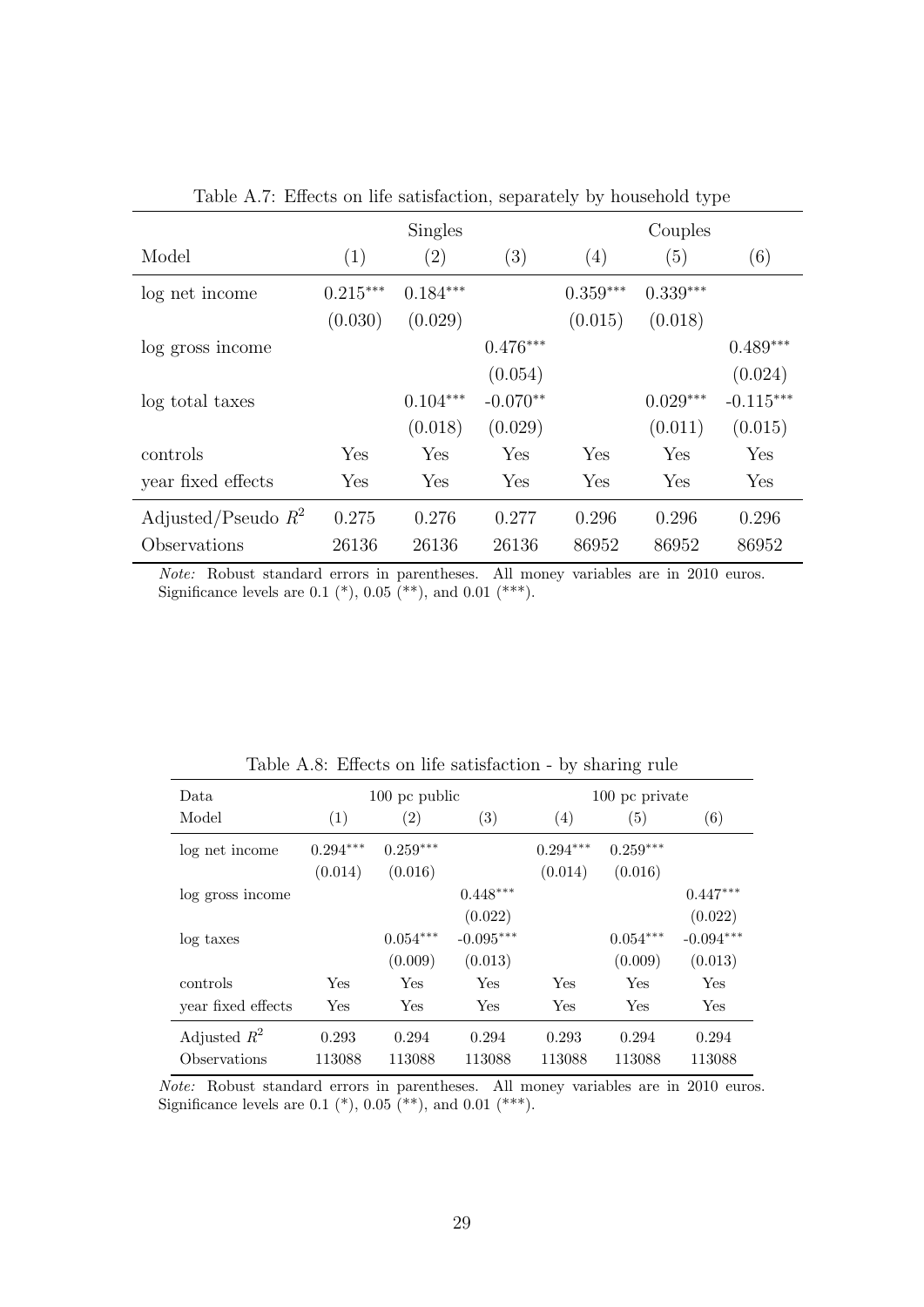Table A.7: Effects on life satisfaction, separately by household type

| | Singles | | | Couples | | |
|---|---|---|---|---|---|---|
| Model | (1) | (2) | (3) | (4) | (5) | (6) |
| log net income | 0.215*** | 0.184*** | | 0.359*** | 0.339*** | |
| | (0.030) | (0.029) | | (0.015) | (0.018) | |
| log gross income | | | 0.476*** | | | 0.489*** |
| | | | (0.054) | | | (0.024) |
| log total taxes | | 0.104*** | -0.070** | | 0.029*** | -0.115*** |
| | | (0.018) | (0.029) | | (0.011) | (0.015) |
| controls | Yes | Yes | Yes | Yes | Yes | Yes |
| year fixed effects | Yes | Yes | Yes | Yes | Yes | Yes |
| Adjusted/Pseudo $R^2$ | 0.275 | 0.276 | 0.277 | 0.296 | 0.296 | 0.296 |
| Observations | 26136 | 26136 | 26136 | 86952 | 86952 | 86952 |

*Note:* Robust standard errors in parentheses. All money variables are in 2010 euros. Significance levels are 0.1 (*), 0.05 (**), and 0.01 (***).

Table A.8: Effects on life satisfaction - by sharing rule

| Data | 100 pc public | | | 100 pc private | | |
|---|---|---|---|---|---|---|
| Model | (1) | (2) | (3) | (4) | (5) | (6) |
| log net income | 0.294*** | 0.259*** | | 0.294*** | 0.259*** | |
| | (0.014) | (0.016) | | (0.014) | (0.016) | |
| log gross income | | | 0.448*** | | | 0.447*** |
| | | | (0.022) | | | (0.022) |
| log taxes | | 0.054*** | -0.095*** | | 0.054*** | -0.094*** |
| | | (0.009) | (0.013) | | (0.009) | (0.013) |
| controls | Yes | Yes | Yes | Yes | Yes | Yes |
| year fixed effects | Yes | Yes | Yes | Yes | Yes | Yes |
| Adjusted $R^2$ | 0.293 | 0.294 | 0.294 | 0.293 | 0.294 | 0.294 |
| Observations | 113088 | 113088 | 113088 | 113088 | 113088 | 113088 |

*Note:* Robust standard errors in parentheses. All money variables are in 2010 euros. Significance levels are 0.1 (*), 0.05 (**), and 0.01 (***).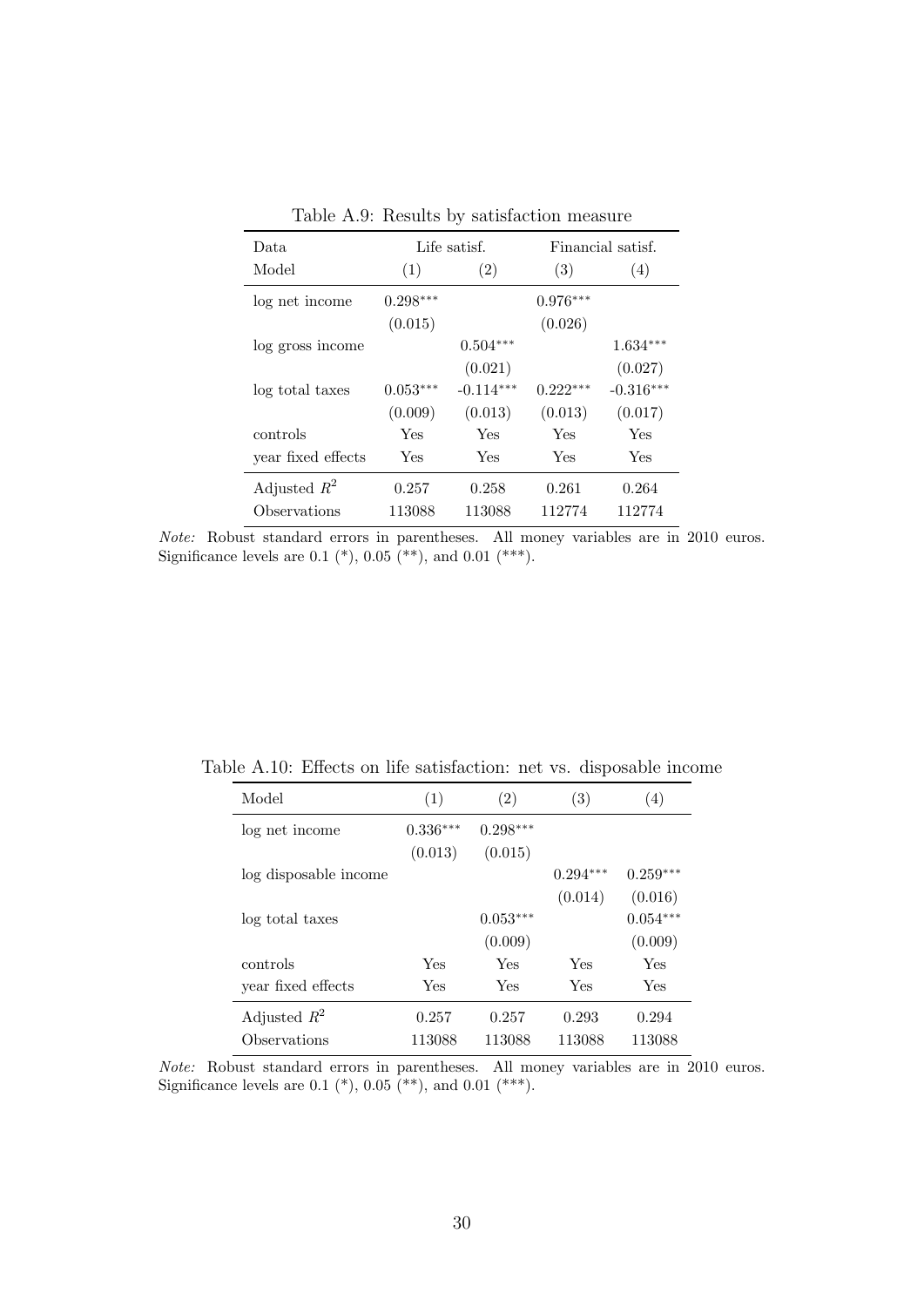Table A.9: Results by satisfaction measure

| Data | Life satisf. | | Financial satisf. | |
|---|---|---|---|---|
| Model | (1) | (2) | (3) | (4) |
| log net income | 0.298*** | | 0.976*** | |
| | (0.015) | | (0.026) | |
| log gross income | | 0.504*** | | 1.634*** |
| | | (0.021) | | (0.027) |
| log total taxes | 0.053*** | -0.114*** | 0.222*** | -0.316*** |
| | (0.009) | (0.013) | (0.013) | (0.017) |
| controls | Yes | Yes | Yes | Yes |
| year fixed effects | Yes | Yes | Yes | Yes |
| Adjusted $R^2$ | 0.257 | 0.258 | 0.261 | 0.264 |
| Observations | 113088 | 113088 | 112774 | 112774 |

*Note:* Robust standard errors in parentheses. All money variables are in 2010 euros. Significance levels are 0.1 (*), 0.05 (**), and 0.01 (***).

Table A.10: Effects on life satisfaction: net vs. disposable income

| Model | (1) | (2) | (3) | (4) |
|---|---|---|---|---|
| log net income | 0.336*** | 0.298*** | | |
| | (0.013) | (0.015) | | |
| log disposable income | | | 0.294*** | 0.259*** |
| | | | (0.014) | (0.016) |
| log total taxes | | 0.053*** | | 0.054*** |
| | | (0.009) | | (0.009) |
| controls | Yes | Yes | Yes | Yes |
| year fixed effects | Yes | Yes | Yes | Yes |
| Adjusted $R^2$ | 0.257 | 0.257 | 0.293 | 0.294 |
| Observations | 113088 | 113088 | 113088 | 113088 |

*Note:* Robust standard errors in parentheses. All money variables are in 2010 euros. Significance levels are 0.1 (*), 0.05 (**), and 0.01 (***).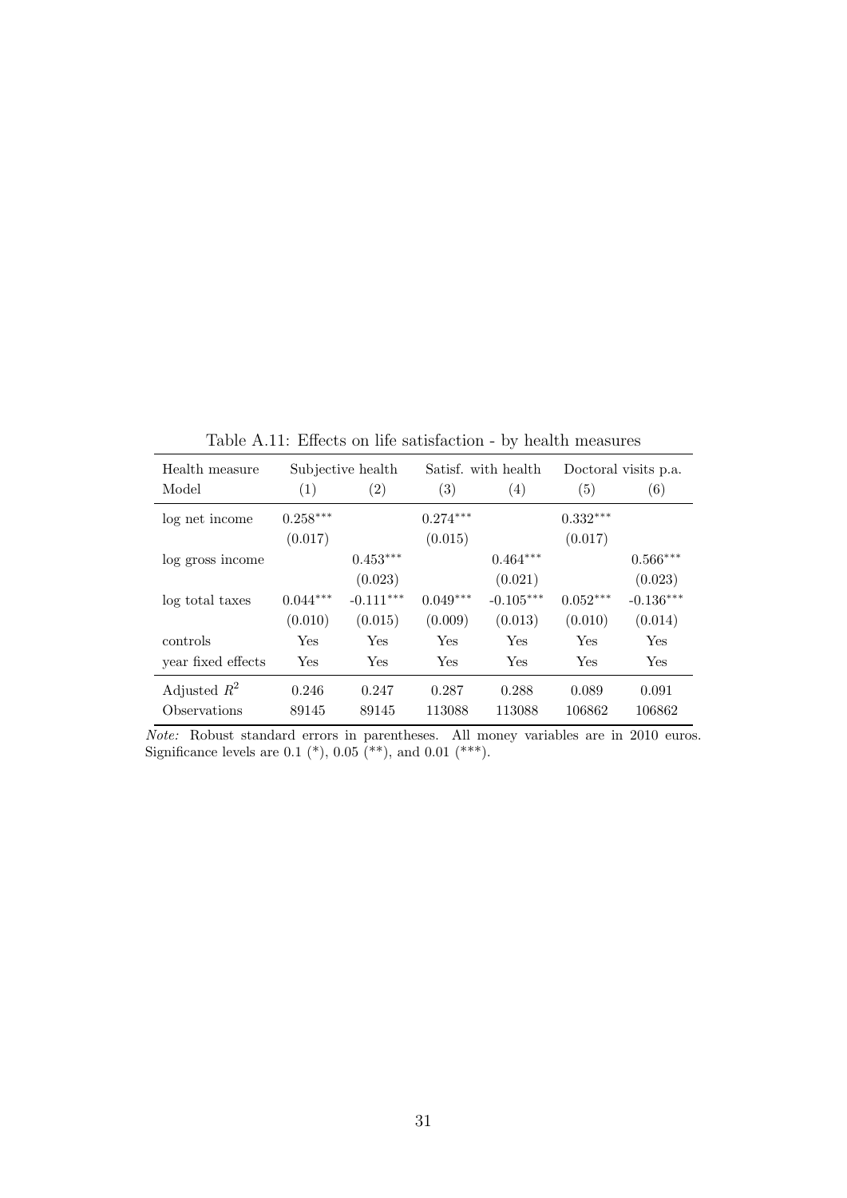Table A.11: Effects on life satisfaction - by health measures

| Health measure | Subjective health | | Satisf. with health | | Doctoral visits p.a. | |
|---|---|---|---|---|---|---|
| Model | (1) | (2) | (3) | (4) | (5) | (6) |
| log net income | 0.258*** | | 0.274*** | | 0.332*** | |
| | (0.017) | | (0.015) | | (0.017) | |
| log gross income | | 0.453*** | | 0.464*** | | 0.566*** |
| | | (0.023) | | (0.021) | | (0.023) |
| log total taxes | 0.044*** | -0.111*** | 0.049*** | -0.105*** | 0.052*** | -0.136*** |
| | (0.010) | (0.015) | (0.009) | (0.013) | (0.010) | (0.014) |
| controls | Yes | Yes | Yes | Yes | Yes | Yes |
| year fixed effects | Yes | Yes | Yes | Yes | Yes | Yes |
| Adjusted $R^2$ | 0.246 | 0.247 | 0.287 | 0.288 | 0.089 | 0.091 |
| Observations | 89145 | 89145 | 113088 | 113088 | 106862 | 106862 |

*Note:* Robust standard errors in parentheses. All money variables are in 2010 euros. Significance levels are 0.1 (*), 0.05 (**), and 0.01 (***).